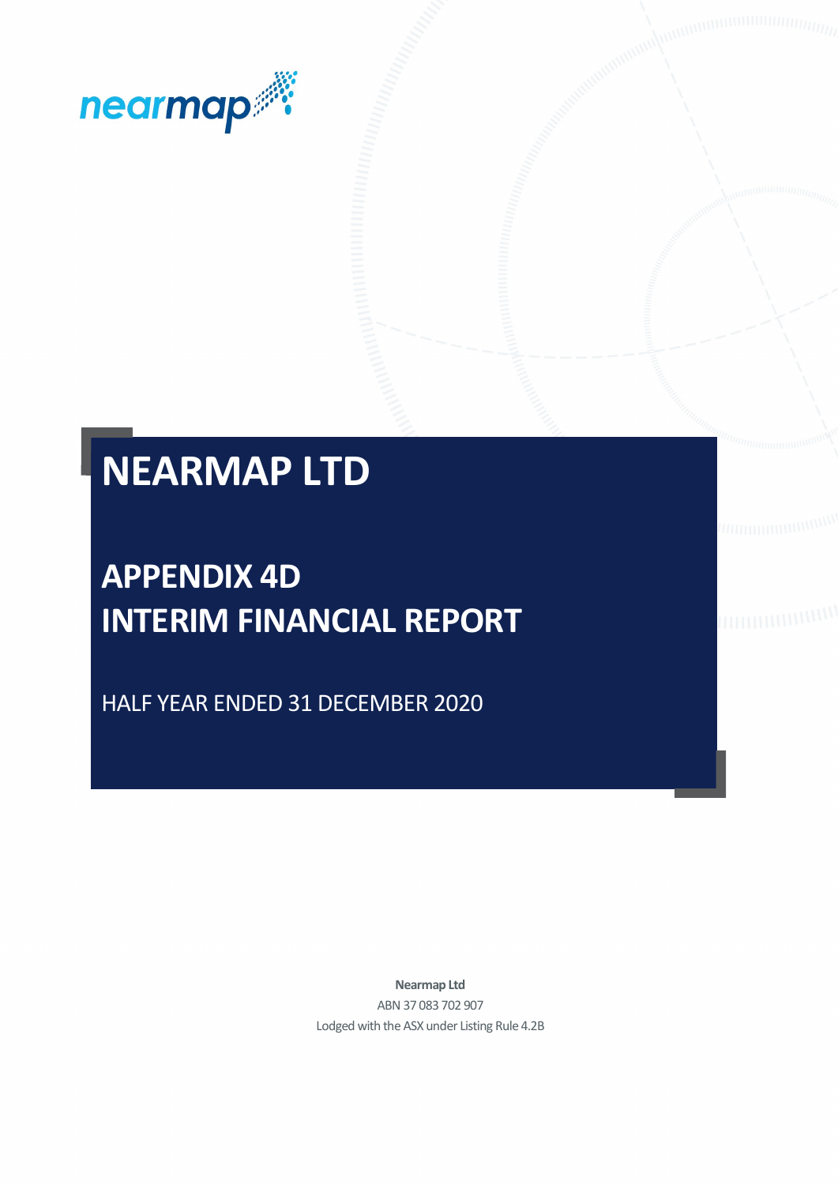nearmap

# NEARMAP LTD

## APPENDIX 4D
## INTERIM FINANCIAL REPORT

HALF YEAR ENDED 31 DECEMBER 2020

**Nearmap Ltd**

ABN 37 083 702 907

Lodged with the ASX under Listing Rule 4.2B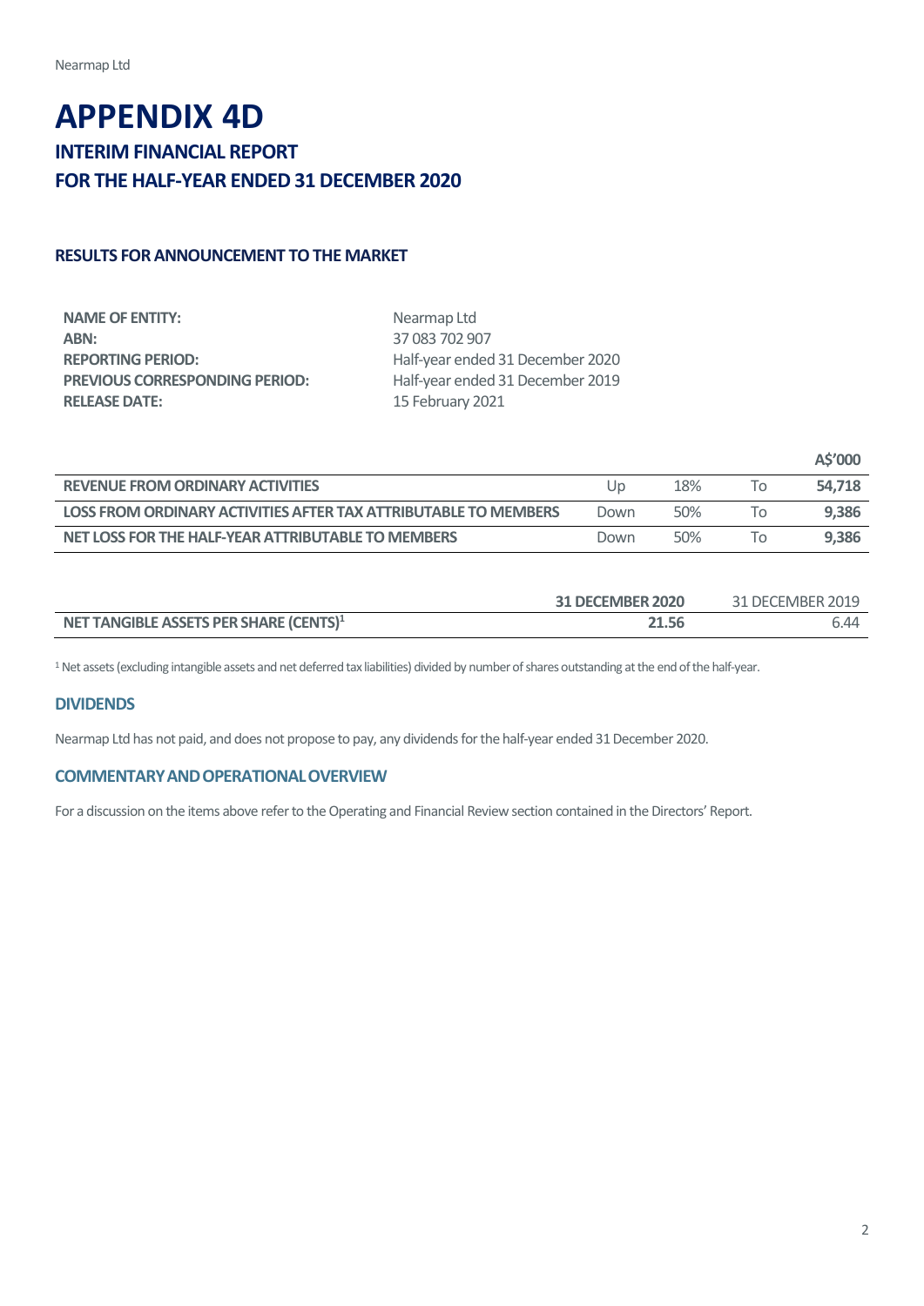# APPENDIX 4D

## INTERIM FINANCIAL REPORT
## FOR THE HALF-YEAR ENDED 31 DECEMBER 2020

### RESULTS FOR ANNOUNCEMENT TO THE MARKET

| | |
|---|---|
| **NAME OF ENTITY:** | Nearmap Ltd |
| **ABN:** | 37 083 702 907 |
| **REPORTING PERIOD:** | Half-year ended 31 December 2020 |
| **PREVIOUS CORRESPONDING PERIOD:** | Half-year ended 31 December 2019 |
| **RELEASE DATE:** | 15 February 2021 |

| | | | | **A$'000** |
|---|---|---|---|---|
| **REVENUE FROM ORDINARY ACTIVITIES** | Up | 18% | To | **54,718** |
| **LOSS FROM ORDINARY ACTIVITIES AFTER TAX ATTRIBUTABLE TO MEMBERS** | Down | 50% | To | **9,386** |
| **NET LOSS FOR THE HALF-YEAR ATTRIBUTABLE TO MEMBERS** | Down | 50% | To | **9,386** |

| | **31 DECEMBER 2020** | 31 DECEMBER 2019 |
|---|---|---|
| **NET TANGIBLE ASSETS PER SHARE (CENTS)[1]** | **21.56** | 6.44 |

[1] Net assets (excluding intangible assets and net deferred tax liabilities) divided by number of shares outstanding at the end of the half-year.

### DIVIDENDS

Nearmap Ltd has not paid, and does not propose to pay, any dividends for the half-year ended 31 December 2020.

### COMMENTARY AND OPERATIONAL OVERVIEW

For a discussion on the items above refer to the Operating and Financial Review section contained in the Directors' Report.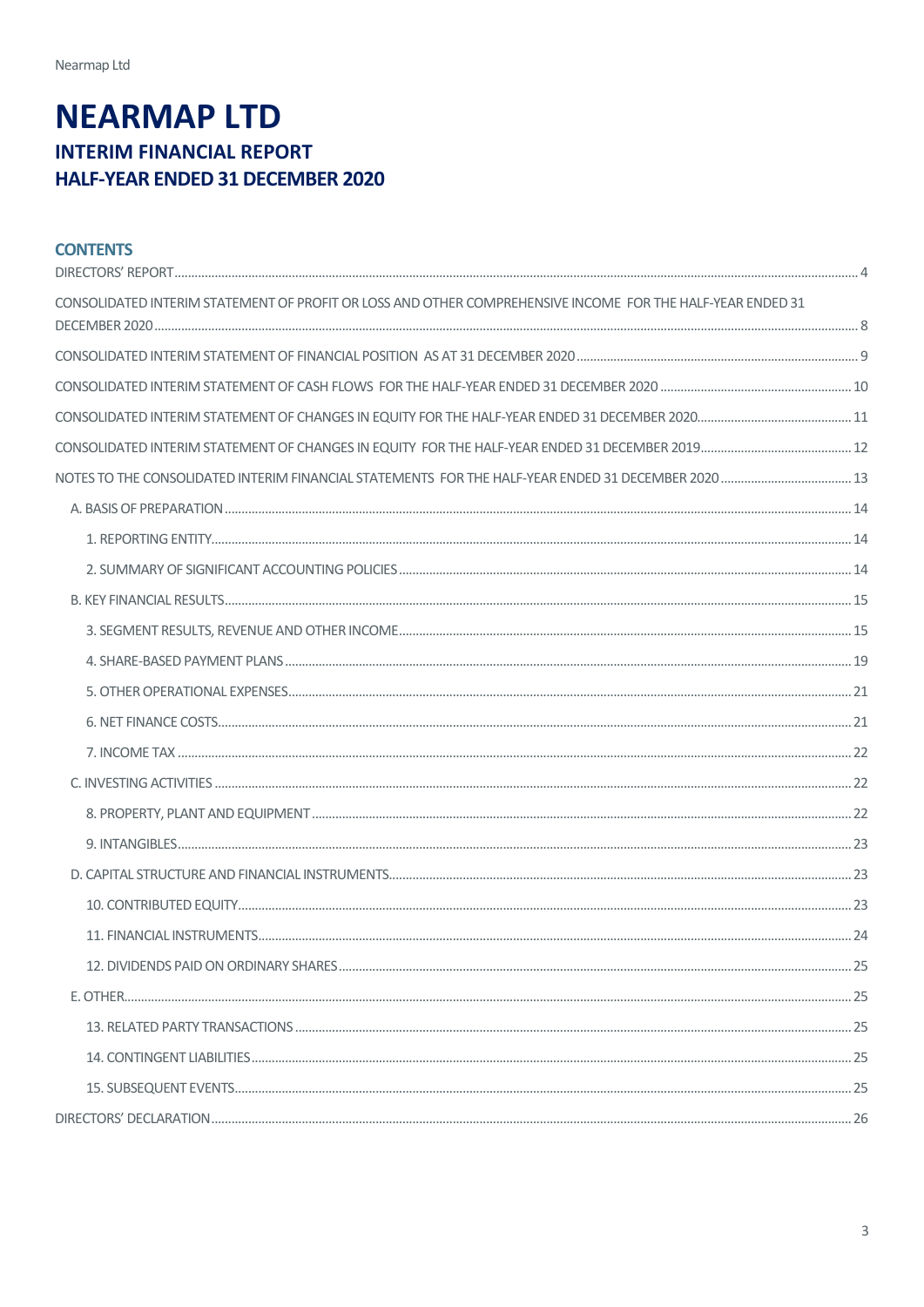# NEARMAP LTD

## INTERIM FINANCIAL REPORT
## HALF-YEAR ENDED 31 DECEMBER 2020

### CONTENTS

- DIRECTORS' REPORT ........ 4
- CONSOLIDATED INTERIM STATEMENT OF PROFIT OR LOSS AND OTHER COMPREHENSIVE INCOME FOR THE HALF-YEAR ENDED 31 DECEMBER 2020 ........ 8
- CONSOLIDATED INTERIM STATEMENT OF FINANCIAL POSITION AS AT 31 DECEMBER 2020 ........ 9
- CONSOLIDATED INTERIM STATEMENT OF CASH FLOWS FOR THE HALF-YEAR ENDED 31 DECEMBER 2020 ........ 10
- CONSOLIDATED INTERIM STATEMENT OF CHANGES IN EQUITY FOR THE HALF-YEAR ENDED 31 DECEMBER 2020 ........ 11
- CONSOLIDATED INTERIM STATEMENT OF CHANGES IN EQUITY FOR THE HALF-YEAR ENDED 31 DECEMBER 2019 ........ 12
- NOTES TO THE CONSOLIDATED INTERIM FINANCIAL STATEMENTS FOR THE HALF-YEAR ENDED 31 DECEMBER 2020 ........ 13
  - A. BASIS OF PREPARATION ........ 14
    - 1. REPORTING ENTITY ........ 14
    - 2. SUMMARY OF SIGNIFICANT ACCOUNTING POLICIES ........ 14
  - B. KEY FINANCIAL RESULTS ........ 15
    - 3. SEGMENT RESULTS, REVENUE AND OTHER INCOME ........ 15
    - 4. SHARE-BASED PAYMENT PLANS ........ 19
    - 5. OTHER OPERATIONAL EXPENSES ........ 21
    - 6. NET FINANCE COSTS ........ 21
    - 7. INCOME TAX ........ 22
  - C. INVESTING ACTIVITIES ........ 22
    - 8. PROPERTY, PLANT AND EQUIPMENT ........ 22
    - 9. INTANGIBLES ........ 23
  - D. CAPITAL STRUCTURE AND FINANCIAL INSTRUMENTS ........ 23
    - 10. CONTRIBUTED EQUITY ........ 23
    - 11. FINANCIAL INSTRUMENTS ........ 24
    - 12. DIVIDENDS PAID ON ORDINARY SHARES ........ 25
  - E. OTHER ........ 25
    - 13. RELATED PARTY TRANSACTIONS ........ 25
    - 14. CONTINGENT LIABILITIES ........ 25
    - 15. SUBSEQUENT EVENTS ........ 25
- DIRECTORS' DECLARATION ........ 26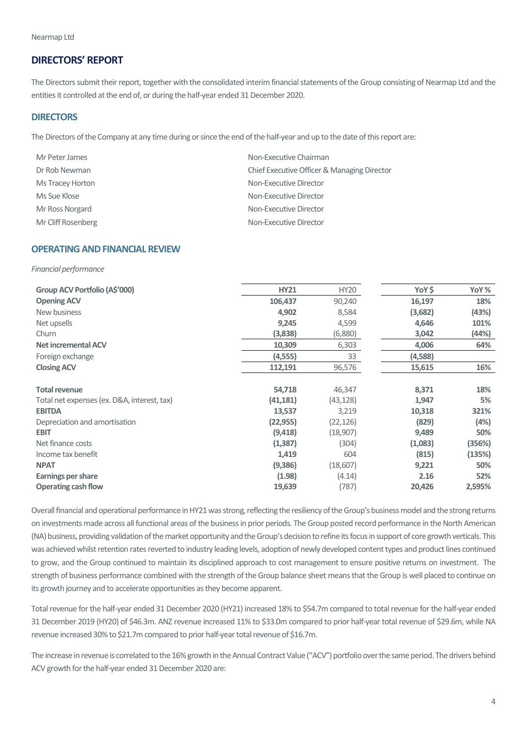Nearmap Ltd

## DIRECTORS' REPORT

The Directors submit their report, together with the consolidated interim financial statements of the Group consisting of Nearmap Ltd and the entities it controlled at the end of, or during the half-year ended 31 December 2020.

### DIRECTORS

The Directors of the Company at any time during or since the end of the half-year and up to the date of this report are:

| | |
|---|---|
| Mr Peter James | Non-Executive Chairman |
| Dr Rob Newman | Chief Executive Officer & Managing Director |
| Ms Tracey Horton | Non-Executive Director |
| Ms Sue Klose | Non-Executive Director |
| Mr Ross Norgard | Non-Executive Director |
| Mr Cliff Rosenberg | Non-Executive Director |

### OPERATING AND FINANCIAL REVIEW

*Financial performance*

| Group ACV Portfolio (A$'000) | HY21 | HY20 | YoY $ | YoY % |
|---|---|---|---|---|
| **Opening ACV** | **106,437** | 90,240 | **16,197** | **18%** |
| New business | **4,902** | 8,584 | **(3,682)** | **(43%)** |
| Net upsells | **9,245** | 4,599 | **4,646** | **101%** |
| Churn | **(3,838)** | (6,880) | **3,042** | **(44%)** |
| **Net incremental ACV** | **10,309** | 6,303 | **4,006** | **64%** |
| Foreign exchange | **(4,555)** | 33 | **(4,588)** | |
| **Closing ACV** | **112,191** | 96,576 | **15,615** | **16%** |
| | | | | |
| **Total revenue** | **54,718** | 46,347 | **8,371** | **18%** |
| Total net expenses (ex. D&A, interest, tax) | **(41,181)** | (43,128) | **1,947** | **5%** |
| **EBITDA** | **13,537** | 3,219 | **10,318** | **321%** |
| Depreciation and amortisation | **(22,955)** | (22,126) | **(829)** | **(4%)** |
| **EBIT** | **(9,418)** | (18,907) | **9,489** | **50%** |
| Net finance costs | **(1,387)** | (304) | **(1,083)** | **(356%)** |
| Income tax benefit | **1,419** | 604 | **(815)** | **(135%)** |
| **NPAT** | **(9,386)** | (18,607) | **9,221** | **50%** |
| **Earnings per share** | **(1.98)** | (4.14) | **2.16** | **52%** |
| **Operating cash flow** | **19,639** | (787) | **20,426** | **2,595%** |

Overall financial and operational performance in HY21 was strong, reflecting the resiliency of the Group's business model and the strong returns on investments made across all functional areas of the business in prior periods. The Group posted record performance in the North American (NA) business, providing validation of the market opportunity and the Group's decision to refine its focus in support of core growth verticals. This was achieved whilst retention rates reverted to industry leading levels, adoption of newly developed content types and product lines continued to grow, and the Group continued to maintain its disciplined approach to cost management to ensure positive returns on investment. The strength of business performance combined with the strength of the Group balance sheet means that the Group is well placed to continue on its growth journey and to accelerate opportunities as they become apparent.

Total revenue for the half-year ended 31 December 2020 (HY21) increased 18% to $54.7m compared to total revenue for the half-year ended 31 December 2019 (HY20) of $46.3m. ANZ revenue increased 11% to $33.0m compared to prior half-year total revenue of $29.6m, while NA revenue increased 30% to $21.7m compared to prior half-year total revenue of $16.7m.

The increase in revenue is correlated to the 16% growth in the Annual Contract Value ("ACV") portfolio over the same period. The drivers behind ACV growth for the half-year ended 31 December 2020 are: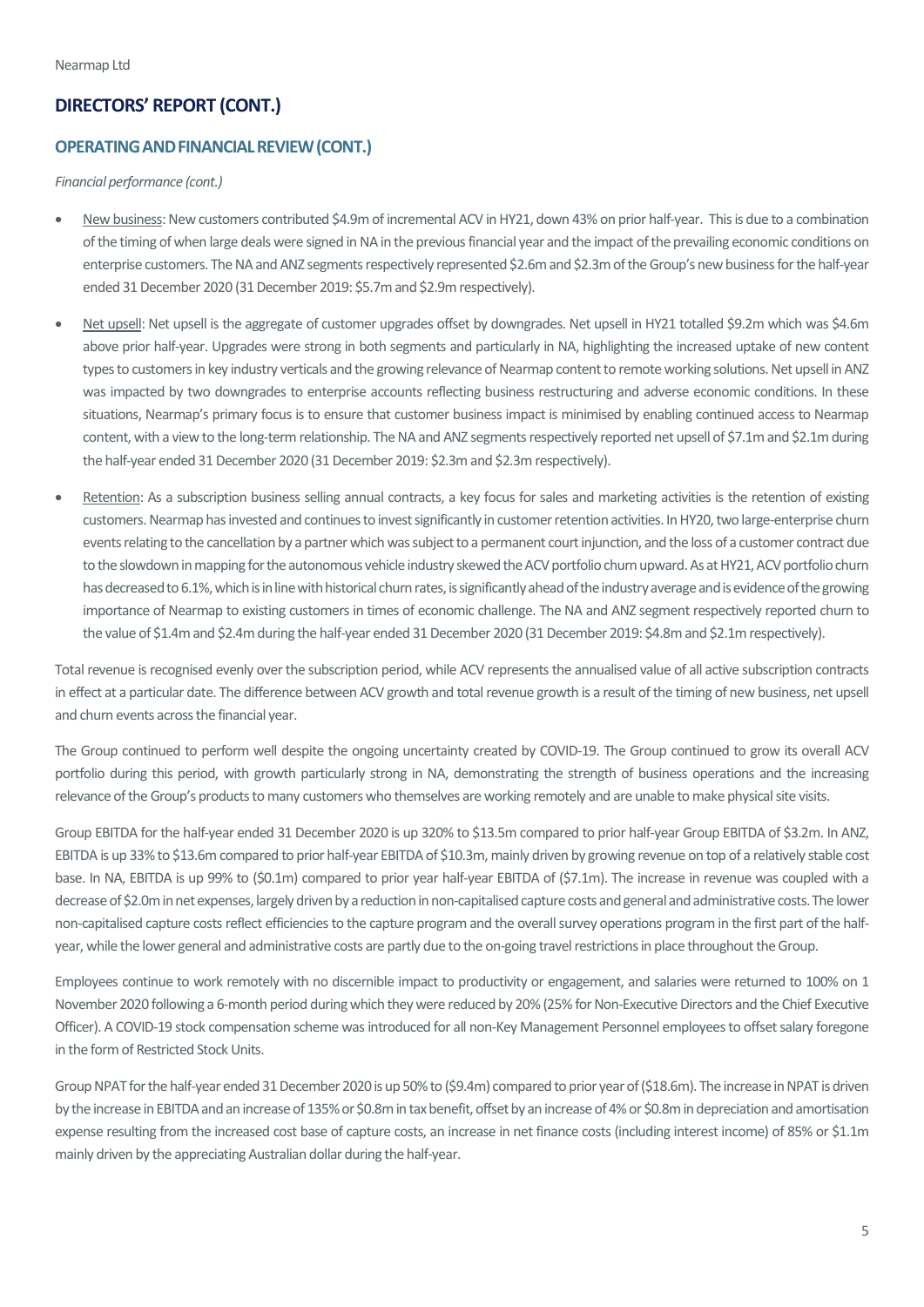## DIRECTORS' REPORT (CONT.)

### OPERATING AND FINANCIAL REVIEW (CONT.)

*Financial performance (cont.)*

- New business: New customers contributed $4.9m of incremental ACV in HY21, down 43% on prior half-year. This is due to a combination of the timing of when large deals were signed in NA in the previous financial year and the impact of the prevailing economic conditions on enterprise customers. The NA and ANZ segments respectively represented $2.6m and $2.3m of the Group's new business for the half-year ended 31 December 2020 (31 December 2019: $5.7m and $2.9m respectively).

- Net upsell: Net upsell is the aggregate of customer upgrades offset by downgrades. Net upsell in HY21 totalled $9.2m which was $4.6m above prior half-year. Upgrades were strong in both segments and particularly in NA, highlighting the increased uptake of new content types to customers in key industry verticals and the growing relevance of Nearmap content to remote working solutions. Net upsell in ANZ was impacted by two downgrades to enterprise accounts reflecting business restructuring and adverse economic conditions. In these situations, Nearmap's primary focus is to ensure that customer business impact is minimised by enabling continued access to Nearmap content, with a view to the long-term relationship. The NA and ANZ segments respectively reported net upsell of $7.1m and $2.1m during the half-year ended 31 December 2020 (31 December 2019: $2.3m and $2.3m respectively).

- Retention: As a subscription business selling annual contracts, a key focus for sales and marketing activities is the retention of existing customers. Nearmap has invested and continues to invest significantly in customer retention activities. In HY20, two large-enterprise churn events relating to the cancellation by a partner which was subject to a permanent court injunction, and the loss of a customer contract due to the slowdown in mapping for the autonomous vehicle industry skewed the ACV portfolio churn upward. As at HY21, ACV portfolio churn has decreased to 6.1%, which is in line with historical churn rates, is significantly ahead of the industry average and is evidence of the growing importance of Nearmap to existing customers in times of economic challenge. The NA and ANZ segment respectively reported churn to the value of $1.4m and $2.4m during the half-year ended 31 December 2020 (31 December 2019: $4.8m and $2.1m respectively).

Total revenue is recognised evenly over the subscription period, while ACV represents the annualised value of all active subscription contracts in effect at a particular date. The difference between ACV growth and total revenue growth is a result of the timing of new business, net upsell and churn events across the financial year.

The Group continued to perform well despite the ongoing uncertainty created by COVID-19. The Group continued to grow its overall ACV portfolio during this period, with growth particularly strong in NA, demonstrating the strength of business operations and the increasing relevance of the Group's products to many customers who themselves are working remotely and are unable to make physical site visits.

Group EBITDA for the half-year ended 31 December 2020 is up 320% to $13.5m compared to prior half-year Group EBITDA of $3.2m. In ANZ, EBITDA is up 33% to $13.6m compared to prior half-year EBITDA of $10.3m, mainly driven by growing revenue on top of a relatively stable cost base. In NA, EBITDA is up 99% to ($0.1m) compared to prior year half-year EBITDA of ($7.1m). The increase in revenue was coupled with a decrease of $2.0m in net expenses, largely driven by a reduction in non-capitalised capture costs and general and administrative costs. The lower non-capitalised capture costs reflect efficiencies to the capture program and the overall survey operations program in the first part of the half-year, while the lower general and administrative costs are partly due to the on-going travel restrictions in place throughout the Group.

Employees continue to work remotely with no discernible impact to productivity or engagement, and salaries were returned to 100% on 1 November 2020 following a 6-month period during which they were reduced by 20% (25% for Non-Executive Directors and the Chief Executive Officer). A COVID-19 stock compensation scheme was introduced for all non-Key Management Personnel employees to offset salary foregone in the form of Restricted Stock Units.

Group NPAT for the half-year ended 31 December 2020 is up 50% to ($9.4m) compared to prior year of ($18.6m). The increase in NPAT is driven by the increase in EBITDA and an increase of 135% or $0.8m in tax benefit, offset by an increase of 4% or $0.8m in depreciation and amortisation expense resulting from the increased cost base of capture costs, an increase in net finance costs (including interest income) of 85% or $1.1m mainly driven by the appreciating Australian dollar during the half-year.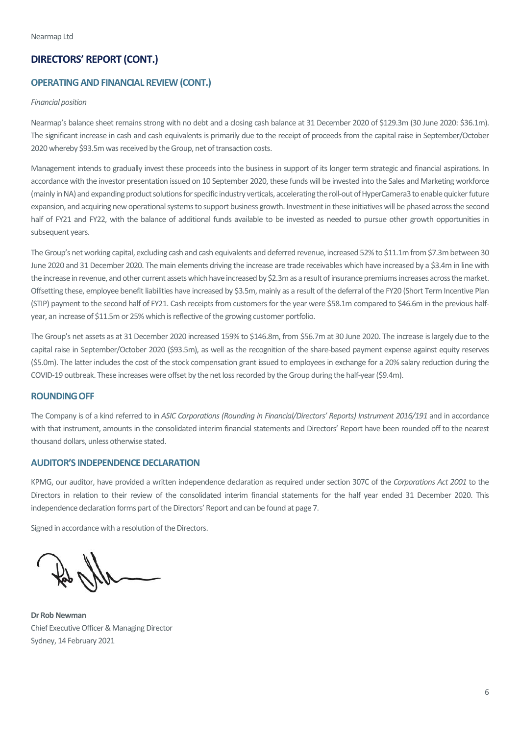Nearmap Ltd

## DIRECTORS' REPORT (CONT.)

### OPERATING AND FINANCIAL REVIEW (CONT.)

*Financial position*

Nearmap's balance sheet remains strong with no debt and a closing cash balance at 31 December 2020 of $129.3m (30 June 2020: $36.1m). The significant increase in cash and cash equivalents is primarily due to the receipt of proceeds from the capital raise in September/October 2020 whereby $93.5m was received by the Group, net of transaction costs.

Management intends to gradually invest these proceeds into the business in support of its longer term strategic and financial aspirations. In accordance with the investor presentation issued on 10 September 2020, these funds will be invested into the Sales and Marketing workforce (mainly in NA) and expanding product solutions for specific industry verticals, accelerating the roll-out of HyperCamera3 to enable quicker future expansion, and acquiring new operational systems to support business growth. Investment in these initiatives will be phased across the second half of FY21 and FY22, with the balance of additional funds available to be invested as needed to pursue other growth opportunities in subsequent years.

The Group's net working capital, excluding cash and cash equivalents and deferred revenue, increased 52% to $11.1m from $7.3m between 30 June 2020 and 31 December 2020. The main elements driving the increase are trade receivables which have increased by a $3.4m in line with the increase in revenue, and other current assets which have increased by $2.3m as a result of insurance premiums increases across the market. Offsetting these, employee benefit liabilities have increased by $3.5m, mainly as a result of the deferral of the FY20 (Short Term Incentive Plan (STIP) payment to the second half of FY21. Cash receipts from customers for the year were $58.1m compared to $46.6m in the previous half-year, an increase of $11.5m or 25% which is reflective of the growing customer portfolio.

The Group's net assets as at 31 December 2020 increased 159% to $146.8m, from $56.7m at 30 June 2020. The increase is largely due to the capital raise in September/October 2020 ($93.5m), as well as the recognition of the share-based payment expense against equity reserves ($5.0m). The latter includes the cost of the stock compensation grant issued to employees in exchange for a 20% salary reduction during the COVID-19 outbreak. These increases were offset by the net loss recorded by the Group during the half-year ($9.4m).

### ROUNDING OFF

The Company is of a kind referred to in *ASIC Corporations (Rounding in Financial/Directors' Reports) Instrument 2016/191* and in accordance with that instrument, amounts in the consolidated interim financial statements and Directors' Report have been rounded off to the nearest thousand dollars, unless otherwise stated.

### AUDITOR'S INDEPENDENCE DECLARATION

KPMG, our auditor, have provided a written independence declaration as required under section 307C of the *Corporations Act 2001* to the Directors in relation to their review of the consolidated interim financial statements for the half year ended 31 December 2020. This independence declaration forms part of the Directors' Report and can be found at page 7.

Signed in accordance with a resolution of the Directors.

**Dr Rob Newman**
Chief Executive Officer & Managing Director
Sydney, 14 February 2021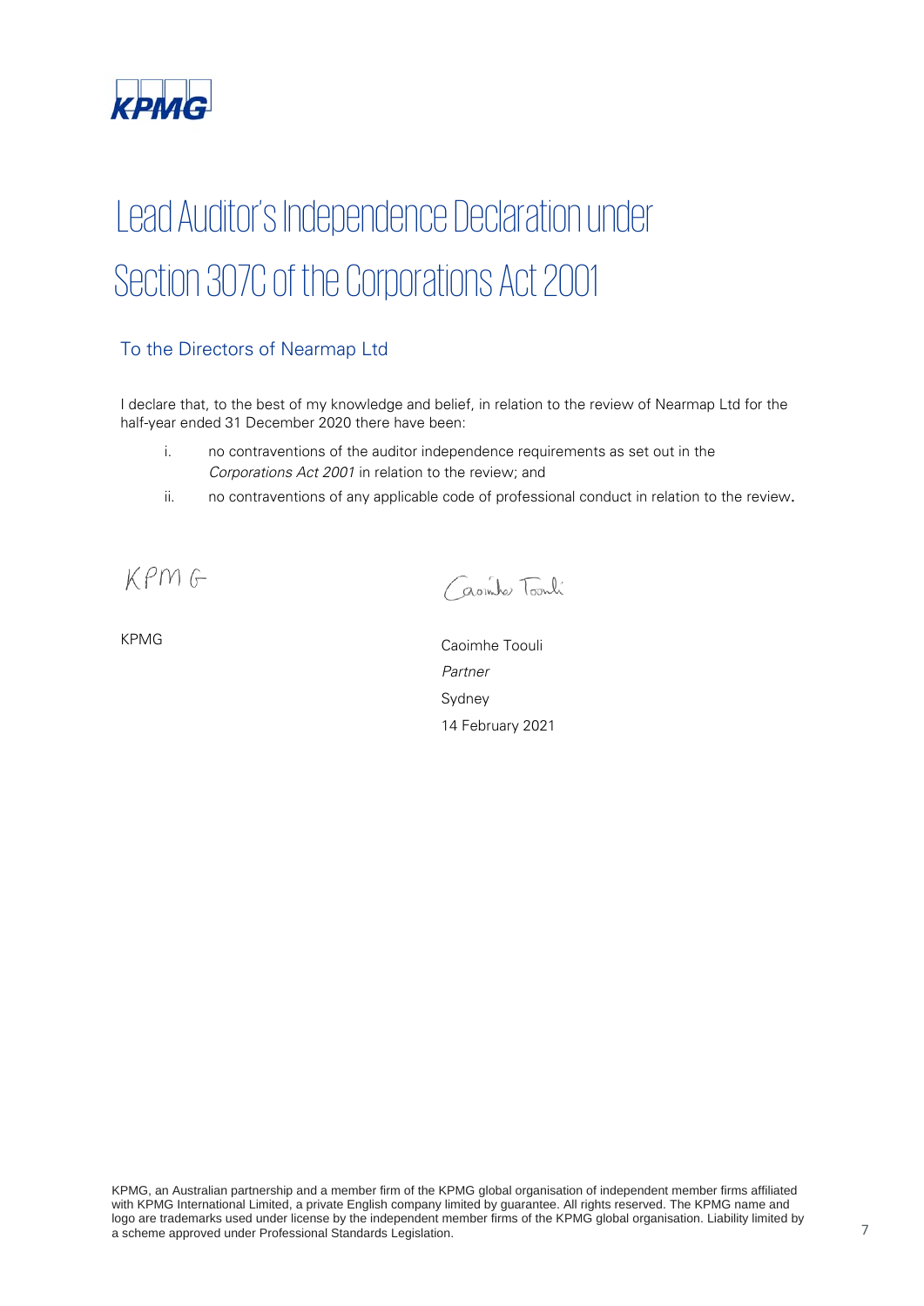KPMG

# Lead Auditor's Independence Declaration under Section 307C of the Corporations Act 2001

## To the Directors of Nearmap Ltd

I declare that, to the best of my knowledge and belief, in relation to the review of Nearmap Ltd for the half-year ended 31 December 2020 there have been:

i. no contraventions of the auditor independence requirements as set out in the *Corporations Act 2001* in relation to the review; and

ii. no contraventions of any applicable code of professional conduct in relation to the review.

KPMG

KPMG

Caoimhe Toouli

Caoimhe Toouli
*Partner*
Sydney
14 February 2021

KPMG, an Australian partnership and a member firm of the KPMG global organisation of independent member firms affiliated with KPMG International Limited, a private English company limited by guarantee. All rights reserved. The KPMG name and logo are trademarks used under license by the independent member firms of the KPMG global organisation. Liability limited by a scheme approved under Professional Standards Legislation.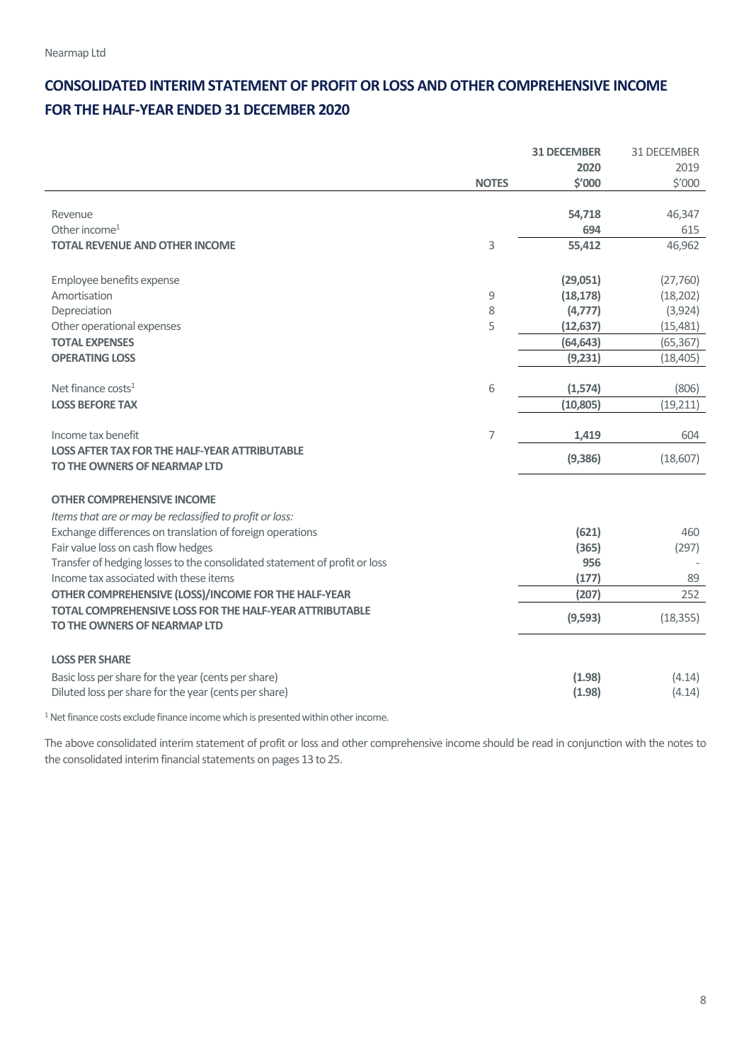Nearmap Ltd

## CONSOLIDATED INTERIM STATEMENT OF PROFIT OR LOSS AND OTHER COMPREHENSIVE INCOME FOR THE HALF-YEAR ENDED 31 DECEMBER 2020

| | NOTES | **31 DECEMBER 2020 $'000** | 31 DECEMBER 2019 $'000 |
|---|---|---|---|
| Revenue | | **54,718** | 46,347 |
| Other income[1] | | **694** | 615 |
| **TOTAL REVENUE AND OTHER INCOME** | 3 | **55,412** | 46,962 |
| Employee benefits expense | | **(29,051)** | (27,760) |
| Amortisation | 9 | **(18,178)** | (18,202) |
| Depreciation | 8 | **(4,777)** | (3,924) |
| Other operational expenses | 5 | **(12,637)** | (15,481) |
| **TOTAL EXPENSES** | | **(64,643)** | (65,367) |
| **OPERATING LOSS** | | **(9,231)** | (18,405) |
| Net finance costs[1] | 6 | **(1,574)** | (806) |
| **LOSS BEFORE TAX** | | **(10,805)** | (19,211) |
| Income tax benefit | 7 | **1,419** | 604 |
| **LOSS AFTER TAX FOR THE HALF-YEAR ATTRIBUTABLE TO THE OWNERS OF NEARMAP LTD** | | **(9,386)** | (18,607) |
| **OTHER COMPREHENSIVE INCOME** | | | |
| *Items that are or may be reclassified to profit or loss:* | | | |
| Exchange differences on translation of foreign operations | | **(621)** | 460 |
| Fair value loss on cash flow hedges | | **(365)** | (297) |
| Transfer of hedging losses to the consolidated statement of profit or loss | | **956** | - |
| Income tax associated with these items | | **(177)** | 89 |
| **OTHER COMPREHENSIVE (LOSS)/INCOME FOR THE HALF-YEAR** | | **(207)** | 252 |
| **TOTAL COMPREHENSIVE LOSS FOR THE HALF-YEAR ATTRIBUTABLE TO THE OWNERS OF NEARMAP LTD** | | **(9,593)** | (18,355) |
| **LOSS PER SHARE** | | | |
| Basic loss per share for the year (cents per share) | | **(1.98)** | (4.14) |
| Diluted loss per share for the year (cents per share) | | **(1.98)** | (4.14) |

[1] Net finance costs exclude finance income which is presented within other income.

The above consolidated interim statement of profit or loss and other comprehensive income should be read in conjunction with the notes to the consolidated interim financial statements on pages 13 to 25.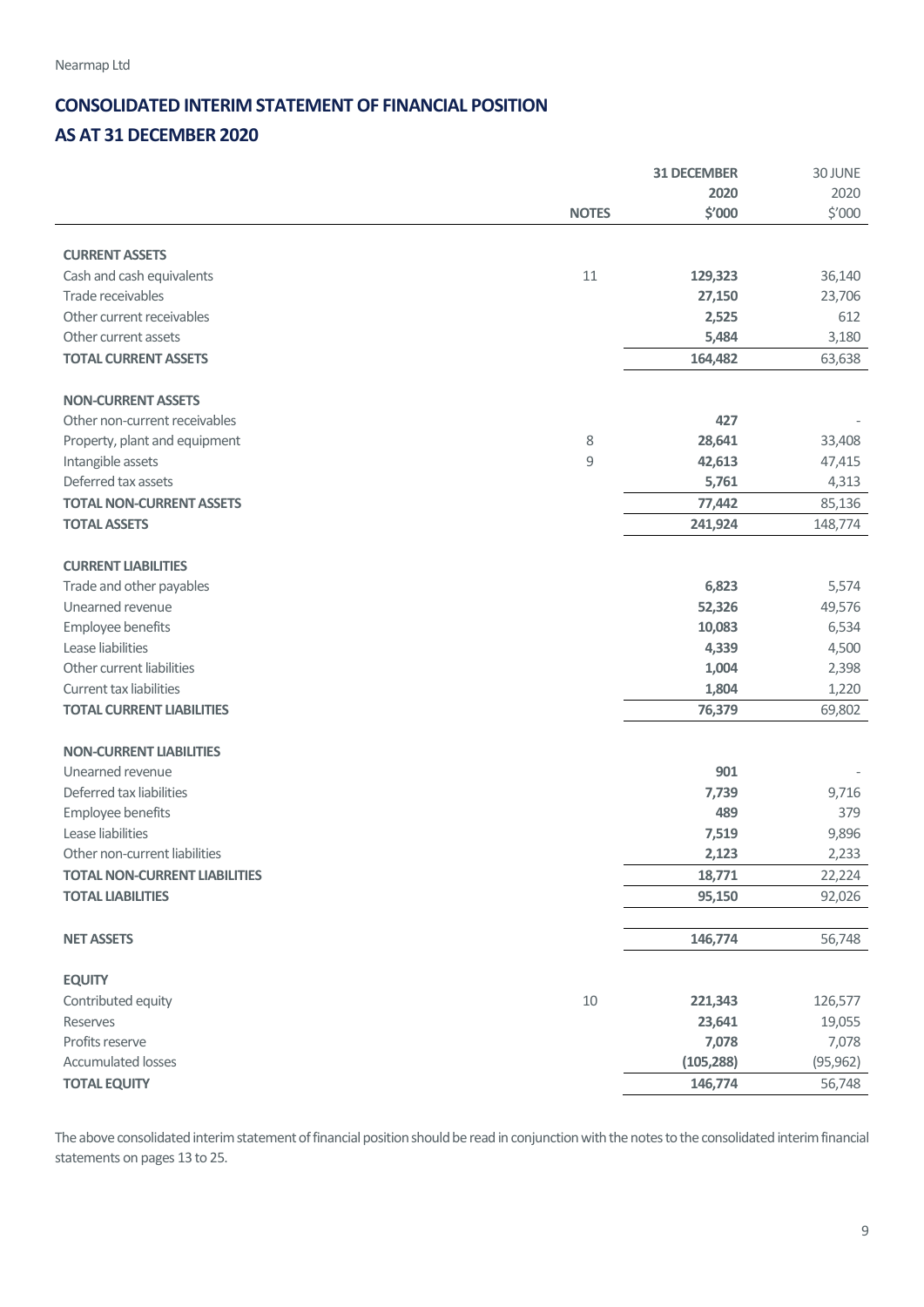Nearmap Ltd

## CONSOLIDATED INTERIM STATEMENT OF FINANCIAL POSITION

## AS AT 31 DECEMBER 2020

| | NOTES | 31 DECEMBER 2020 $'000 | 30 JUNE 2020 $'000 |
|---|---|---|---|
| **CURRENT ASSETS** | | | |
| Cash and cash equivalents | 11 | **129,323** | 36,140 |
| Trade receivables | | **27,150** | 23,706 |
| Other current receivables | | **2,525** | 612 |
| Other current assets | | **5,484** | 3,180 |
| **TOTAL CURRENT ASSETS** | | **164,482** | 63,638 |
| **NON-CURRENT ASSETS** | | | |
| Other non-current receivables | | **427** | - |
| Property, plant and equipment | 8 | **28,641** | 33,408 |
| Intangible assets | 9 | **42,613** | 47,415 |
| Deferred tax assets | | **5,761** | 4,313 |
| **TOTAL NON-CURRENT ASSETS** | | **77,442** | 85,136 |
| **TOTAL ASSETS** | | **241,924** | 148,774 |
| **CURRENT LIABILITIES** | | | |
| Trade and other payables | | **6,823** | 5,574 |
| Unearned revenue | | **52,326** | 49,576 |
| Employee benefits | | **10,083** | 6,534 |
| Lease liabilities | | **4,339** | 4,500 |
| Other current liabilities | | **1,004** | 2,398 |
| Current tax liabilities | | **1,804** | 1,220 |
| **TOTAL CURRENT LIABILITIES** | | **76,379** | 69,802 |
| **NON-CURRENT LIABILITIES** | | | |
| Unearned revenue | | **901** | - |
| Deferred tax liabilities | | **7,739** | 9,716 |
| Employee benefits | | **489** | 379 |
| Lease liabilities | | **7,519** | 9,896 |
| Other non-current liabilities | | **2,123** | 2,233 |
| **TOTAL NON-CURRENT LIABILITIES** | | **18,771** | 22,224 |
| **TOTAL LIABILITIES** | | **95,150** | 92,026 |
| **NET ASSETS** | | **146,774** | 56,748 |
| **EQUITY** | | | |
| Contributed equity | 10 | **221,343** | 126,577 |
| Reserves | | **23,641** | 19,055 |
| Profits reserve | | **7,078** | 7,078 |
| Accumulated losses | | **(105,288)** | (95,962) |
| **TOTAL EQUITY** | | **146,774** | 56,748 |

The above consolidated interim statement of financial position should be read in conjunction with the notes to the consolidated interim financial statements on pages 13 to 25.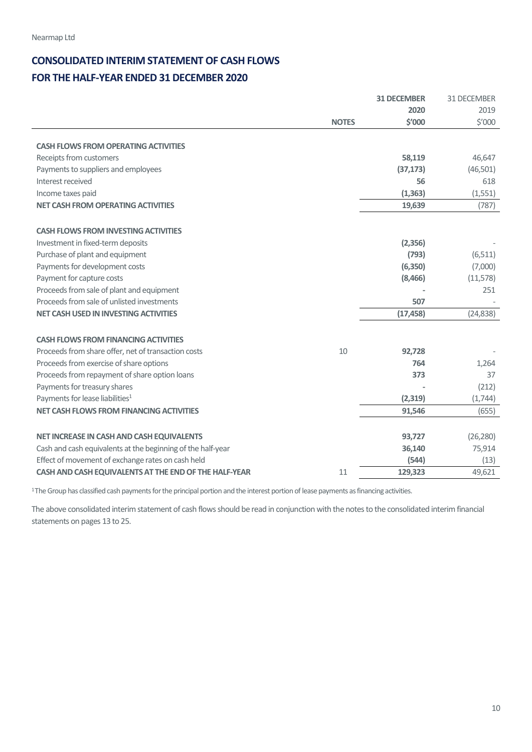Nearmap Ltd

# CONSOLIDATED INTERIM STATEMENT OF CASH FLOWS
## FOR THE HALF-YEAR ENDED 31 DECEMBER 2020

| | NOTES | 31 DECEMBER 2020 $'000 | 31 DECEMBER 2019 $'000 |
|---|---|---|---|
| **CASH FLOWS FROM OPERATING ACTIVITIES** | | | |
| Receipts from customers | | **58,119** | 46,647 |
| Payments to suppliers and employees | | **(37,173)** | (46,501) |
| Interest received | | **56** | 618 |
| Income taxes paid | | **(1,363)** | (1,551) |
| **NET CASH FROM OPERATING ACTIVITIES** | | **19,639** | (787) |
| **CASH FLOWS FROM INVESTING ACTIVITIES** | | | |
| Investment in fixed-term deposits | | **(2,356)** | - |
| Purchase of plant and equipment | | **(793)** | (6,511) |
| Payments for development costs | | **(6,350)** | (7,000) |
| Payment for capture costs | | **(8,466)** | (11,578) |
| Proceeds from sale of plant and equipment | | **-** | 251 |
| Proceeds from sale of unlisted investments | | **507** | - |
| **NET CASH USED IN INVESTING ACTIVITIES** | | **(17,458)** | (24,838) |
| **CASH FLOWS FROM FINANCING ACTIVITIES** | | | |
| Proceeds from share offer, net of transaction costs | 10 | **92,728** | - |
| Proceeds from exercise of share options | | **764** | 1,264 |
| Proceeds from repayment of share option loans | | **373** | 37 |
| Payments for treasury shares | | **-** | (212) |
| Payments for lease liabilities[1] | | **(2,319)** | (1,744) |
| **NET CASH FLOWS FROM FINANCING ACTIVITIES** | | **91,546** | (655) |
| **NET INCREASE IN CASH AND CASH EQUIVALENTS** | | **93,727** | (26,280) |
| Cash and cash equivalents at the beginning of the half-year | | **36,140** | 75,914 |
| Effect of movement of exchange rates on cash held | | **(544)** | (13) |
| **CASH AND CASH EQUIVALENTS AT THE END OF THE HALF-YEAR** | 11 | **129,323** | 49,621 |

[1] The Group has classified cash payments for the principal portion and the interest portion of lease payments as financing activities.

The above consolidated interim statement of cash flows should be read in conjunction with the notes to the consolidated interim financial statements on pages 13 to 25.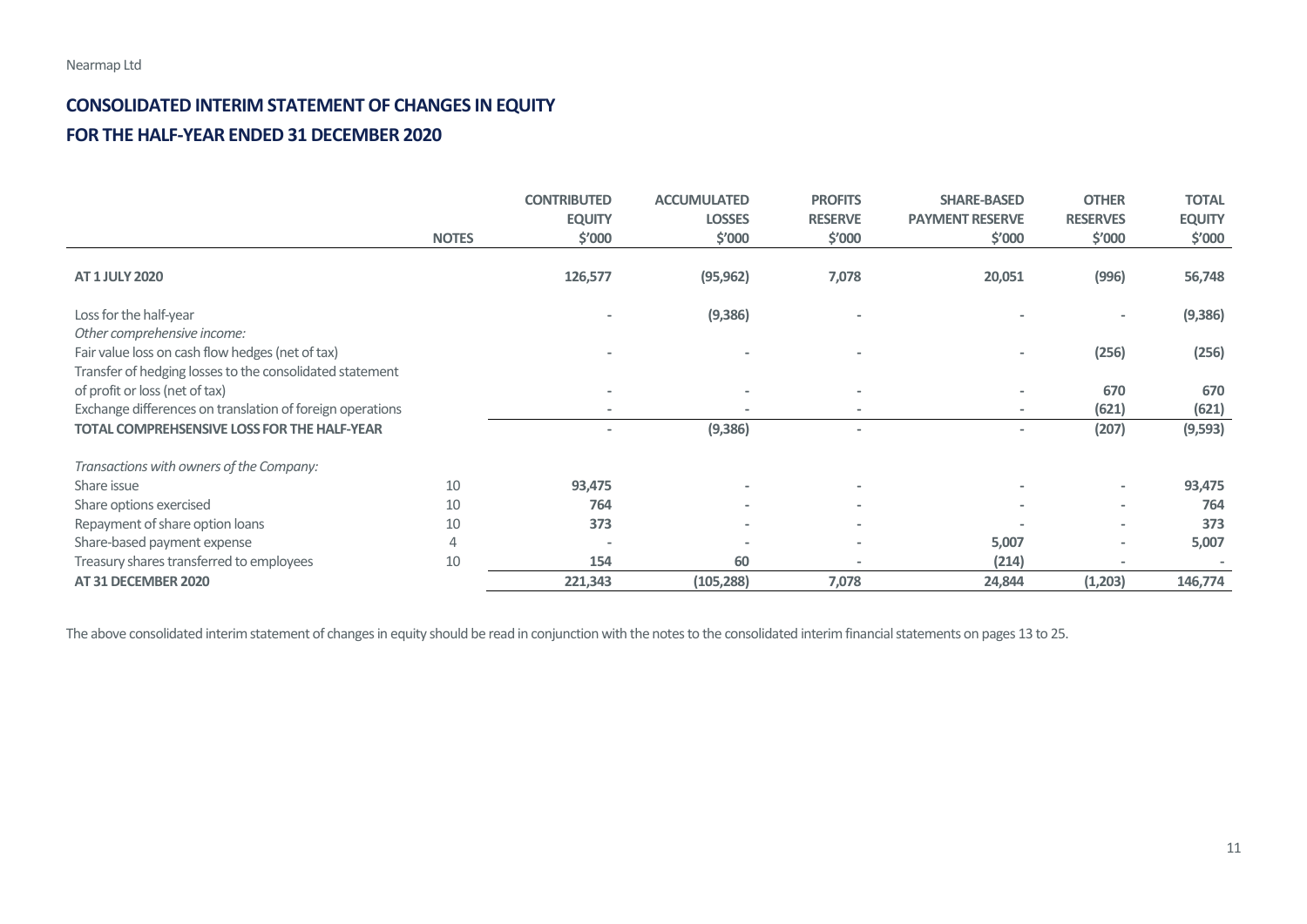# CONSOLIDATED INTERIM STATEMENT OF CHANGES IN EQUITY

## FOR THE HALF-YEAR ENDED 31 DECEMBER 2020

| | NOTES | CONTRIBUTED EQUITY $'000 | ACCUMULATED LOSSES $'000 | PROFITS RESERVE $'000 | SHARE-BASED PAYMENT RESERVE $'000 | OTHER RESERVES $'000 | TOTAL EQUITY $'000 |
|---|---|---|---|---|---|---|---|
| **AT 1 JULY 2020** | | **126,577** | **(95,962)** | **7,078** | **20,051** | **(996)** | **56,748** |
| Loss for the half-year | | - | **(9,386)** | - | - | - | **(9,386)** |
| *Other comprehensive income:* | | | | | | | |
| Fair value loss on cash flow hedges (net of tax) | | - | - | - | - | **(256)** | **(256)** |
| Transfer of hedging losses to the consolidated statement of profit or loss (net of tax) | | - | - | - | - | **670** | **670** |
| Exchange differences on translation of foreign operations | | - | - | - | - | **(621)** | **(621)** |
| **TOTAL COMPREHSENSIVE LOSS FOR THE HALF-YEAR** | | - | **(9,386)** | - | - | **(207)** | **(9,593)** |
| *Transactions with owners of the Company:* | | | | | | | |
| Share issue | 10 | **93,475** | - | - | - | - | **93,475** |
| Share options exercised | 10 | **764** | - | - | - | - | **764** |
| Repayment of share option loans | 10 | **373** | - | - | - | - | **373** |
| Share-based payment expense | 4 | - | - | - | **5,007** | - | **5,007** |
| Treasury shares transferred to employees | 10 | **154** | **60** | - | **(214)** | - | - |
| **AT 31 DECEMBER 2020** | | **221,343** | **(105,288)** | **7,078** | **24,844** | **(1,203)** | **146,774** |

The above consolidated interim statement of changes in equity should be read in conjunction with the notes to the consolidated interim financial statements on pages 13 to 25.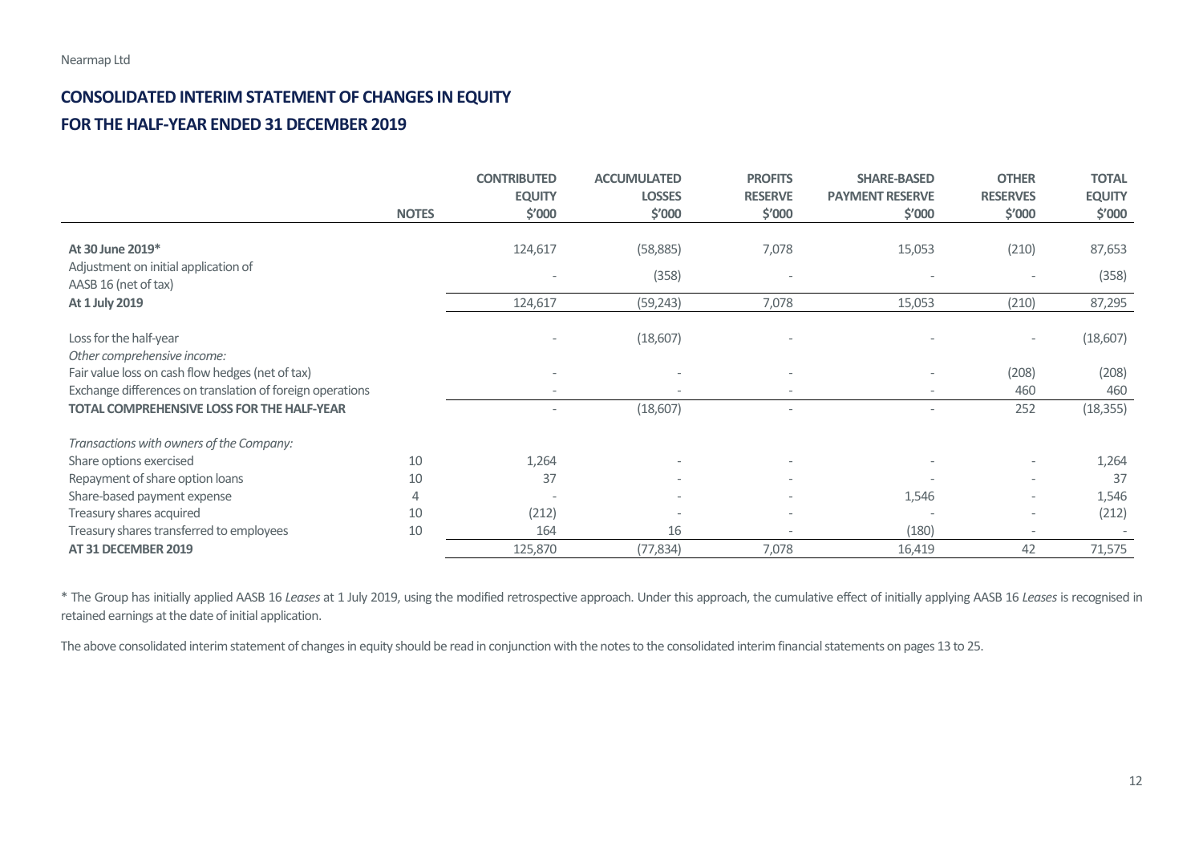Nearmap Ltd

## CONSOLIDATED INTERIM STATEMENT OF CHANGES IN EQUITY
## FOR THE HALF-YEAR ENDED 31 DECEMBER 2019

| | NOTES | CONTRIBUTED EQUITY $'000 | ACCUMULATED LOSSES $'000 | PROFITS RESERVE $'000 | SHARE-BASED PAYMENT RESERVE $'000 | OTHER RESERVES $'000 | TOTAL EQUITY $'000 |
|---|---|---|---|---|---|---|---|
| **At 30 June 2019*** | | 124,617 | (58,885) | 7,078 | 15,053 | (210) | 87,653 |
| Adjustment on initial application of AASB 16 (net of tax) | | - | (358) | - | - | - | (358) |
| **At 1 July 2019** | | 124,617 | (59,243) | 7,078 | 15,053 | (210) | 87,295 |
| Loss for the half-year | | - | (18,607) | - | - | - | (18,607) |
| *Other comprehensive income:* | | | | | | | |
| Fair value loss on cash flow hedges (net of tax) | | - | - | - | - | (208) | (208) |
| Exchange differences on translation of foreign operations | | - | - | - | - | 460 | 460 |
| **TOTAL COMPREHENSIVE LOSS FOR THE HALF-YEAR** | | - | (18,607) | - | - | 252 | (18,355) |
| *Transactions with owners of the Company:* | | | | | | | |
| Share options exercised | 10 | 1,264 | - | - | - | - | 1,264 |
| Repayment of share option loans | 10 | 37 | - | - | - | - | 37 |
| Share-based payment expense | 4 | - | - | - | 1,546 | - | 1,546 |
| Treasury shares acquired | 10 | (212) | - | - | - | - | (212) |
| Treasury shares transferred to employees | 10 | 164 | 16 | - | (180) | - | - |
| **AT 31 DECEMBER 2019** | | 125,870 | (77,834) | 7,078 | 16,419 | 42 | 71,575 |

* The Group has initially applied AASB 16 *Leases* at 1 July 2019, using the modified retrospective approach. Under this approach, the cumulative effect of initially applying AASB 16 *Leases* is recognised in retained earnings at the date of initial application.

The above consolidated interim statement of changes in equity should be read in conjunction with the notes to the consolidated interim financial statements on pages 13 to 25.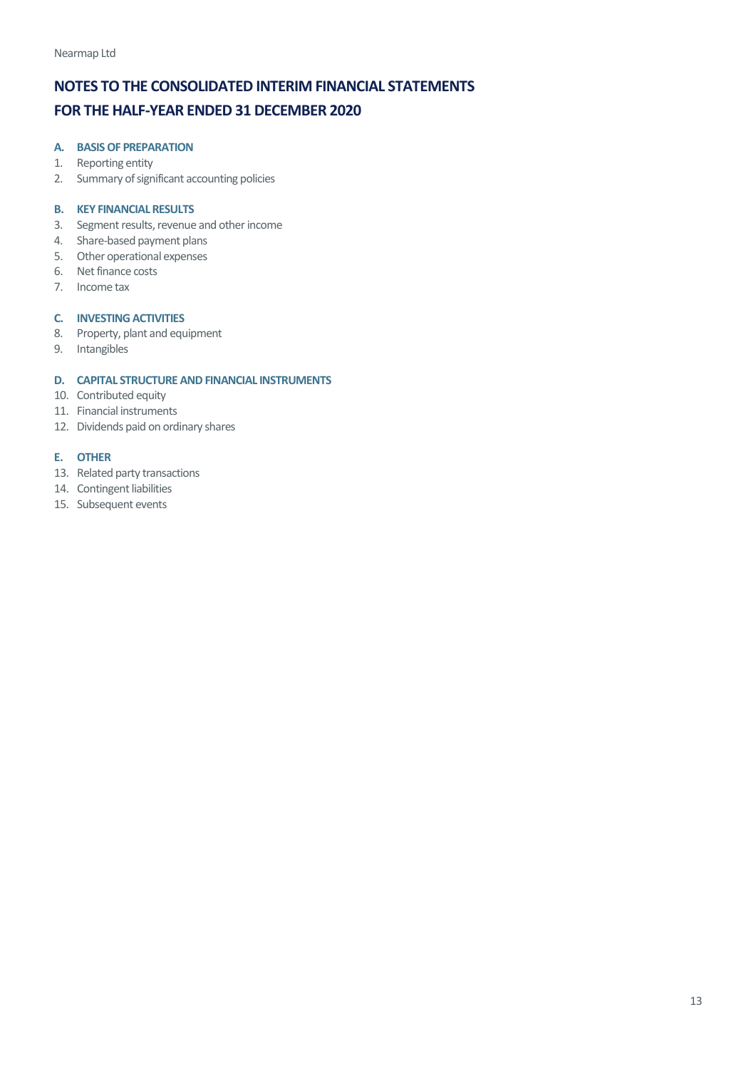# NOTES TO THE CONSOLIDATED INTERIM FINANCIAL STATEMENTS FOR THE HALF-YEAR ENDED 31 DECEMBER 2020

## A. BASIS OF PREPARATION

1. Reporting entity
2. Summary of significant accounting policies

## B. KEY FINANCIAL RESULTS

3. Segment results, revenue and other income
4. Share-based payment plans
5. Other operational expenses
6. Net finance costs
7. Income tax

## C. INVESTING ACTIVITIES

8. Property, plant and equipment
9. Intangibles

## D. CAPITAL STRUCTURE AND FINANCIAL INSTRUMENTS

10. Contributed equity
11. Financial instruments
12. Dividends paid on ordinary shares

## E. OTHER

13. Related party transactions
14. Contingent liabilities
15. Subsequent events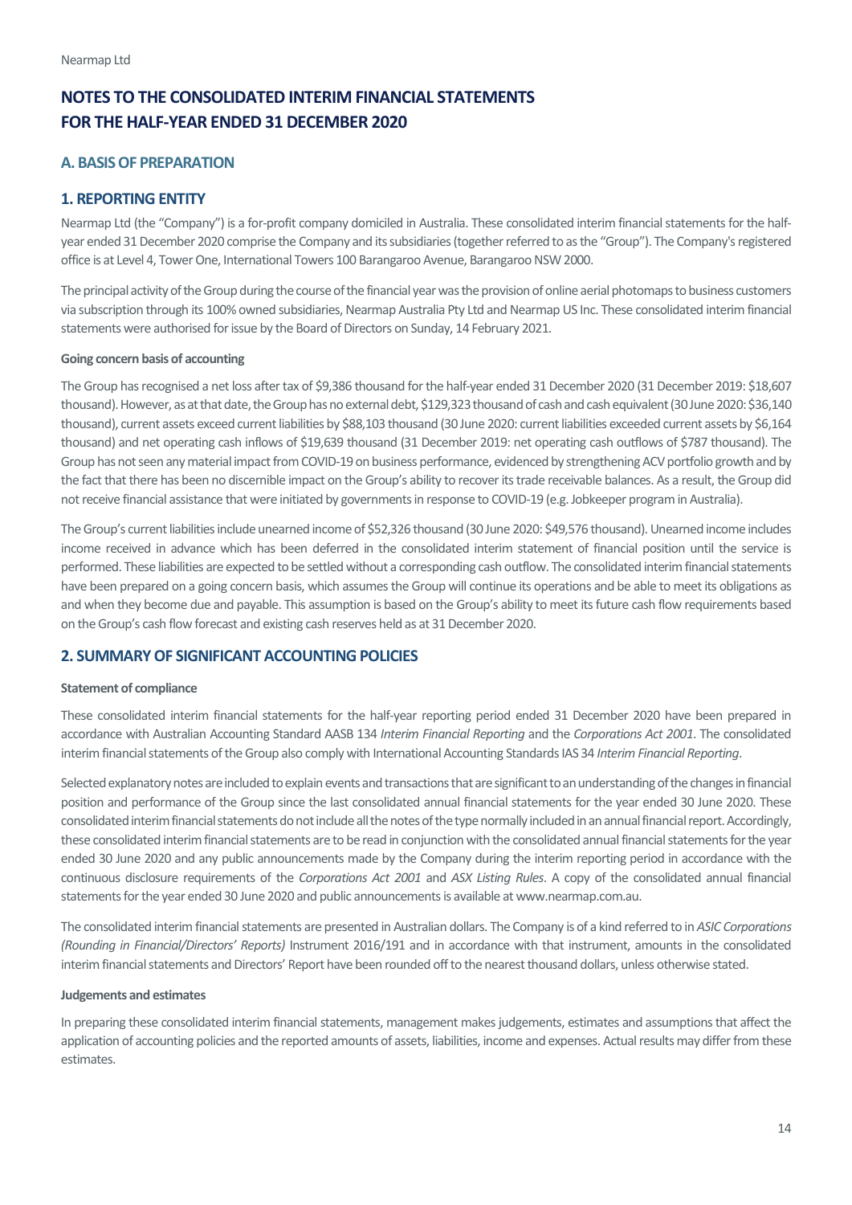# NOTES TO THE CONSOLIDATED INTERIM FINANCIAL STATEMENTS FOR THE HALF-YEAR ENDED 31 DECEMBER 2020

## A. BASIS OF PREPARATION

## 1. REPORTING ENTITY

Nearmap Ltd (the "Company") is a for-profit company domiciled in Australia. These consolidated interim financial statements for the half-year ended 31 December 2020 comprise the Company and its subsidiaries (together referred to as the "Group"). The Company's registered office is at Level 4, Tower One, International Towers 100 Barangaroo Avenue, Barangaroo NSW 2000.

The principal activity of the Group during the course of the financial year was the provision of online aerial photomaps to business customers via subscription through its 100% owned subsidiaries, Nearmap Australia Pty Ltd and Nearmap US Inc. These consolidated interim financial statements were authorised for issue by the Board of Directors on Sunday, 14 February 2021.

**Going concern basis of accounting**

The Group has recognised a net loss after tax of $9,386 thousand for the half-year ended 31 December 2020 (31 December 2019: $18,607 thousand). However, as at that date, the Group has no external debt, $129,323 thousand of cash and cash equivalent (30 June 2020: $36,140 thousand), current assets exceed current liabilities by $88,103 thousand (30 June 2020: current liabilities exceeded current assets by $6,164 thousand) and net operating cash inflows of $19,639 thousand (31 December 2019: net operating cash outflows of $787 thousand). The Group has not seen any material impact from COVID-19 on business performance, evidenced by strengthening ACV portfolio growth and by the fact that there has been no discernible impact on the Group's ability to recover its trade receivable balances. As a result, the Group did not receive financial assistance that were initiated by governments in response to COVID-19 (e.g. Jobkeeper program in Australia).

The Group's current liabilities include unearned income of $52,326 thousand (30 June 2020: $49,576 thousand). Unearned income includes income received in advance which has been deferred in the consolidated interim statement of financial position until the service is performed. These liabilities are expected to be settled without a corresponding cash outflow. The consolidated interim financial statements have been prepared on a going concern basis, which assumes the Group will continue its operations and be able to meet its obligations as and when they become due and payable. This assumption is based on the Group's ability to meet its future cash flow requirements based on the Group's cash flow forecast and existing cash reserves held as at 31 December 2020.

## 2. SUMMARY OF SIGNIFICANT ACCOUNTING POLICIES

**Statement of compliance**

These consolidated interim financial statements for the half-year reporting period ended 31 December 2020 have been prepared in accordance with Australian Accounting Standard AASB 134 *Interim Financial Reporting* and the *Corporations Act 2001*. The consolidated interim financial statements of the Group also comply with International Accounting Standards IAS 34 *Interim Financial Reporting*.

Selected explanatory notes are included to explain events and transactions that are significant to an understanding of the changes in financial position and performance of the Group since the last consolidated annual financial statements for the year ended 30 June 2020. These consolidated interim financial statements do not include all the notes of the type normally included in an annual financial report. Accordingly, these consolidated interim financial statements are to be read in conjunction with the consolidated annual financial statements for the year ended 30 June 2020 and any public announcements made by the Company during the interim reporting period in accordance with the continuous disclosure requirements of the *Corporations Act 2001* and *ASX Listing Rules*. A copy of the consolidated annual financial statements for the year ended 30 June 2020 and public announcements is available at www.nearmap.com.au.

The consolidated interim financial statements are presented in Australian dollars. The Company is of a kind referred to in *ASIC Corporations (Rounding in Financial/Directors' Reports)* Instrument 2016/191 and in accordance with that instrument, amounts in the consolidated interim financial statements and Directors' Report have been rounded off to the nearest thousand dollars, unless otherwise stated.

**Judgements and estimates**

In preparing these consolidated interim financial statements, management makes judgements, estimates and assumptions that affect the application of accounting policies and the reported amounts of assets, liabilities, income and expenses. Actual results may differ from these estimates.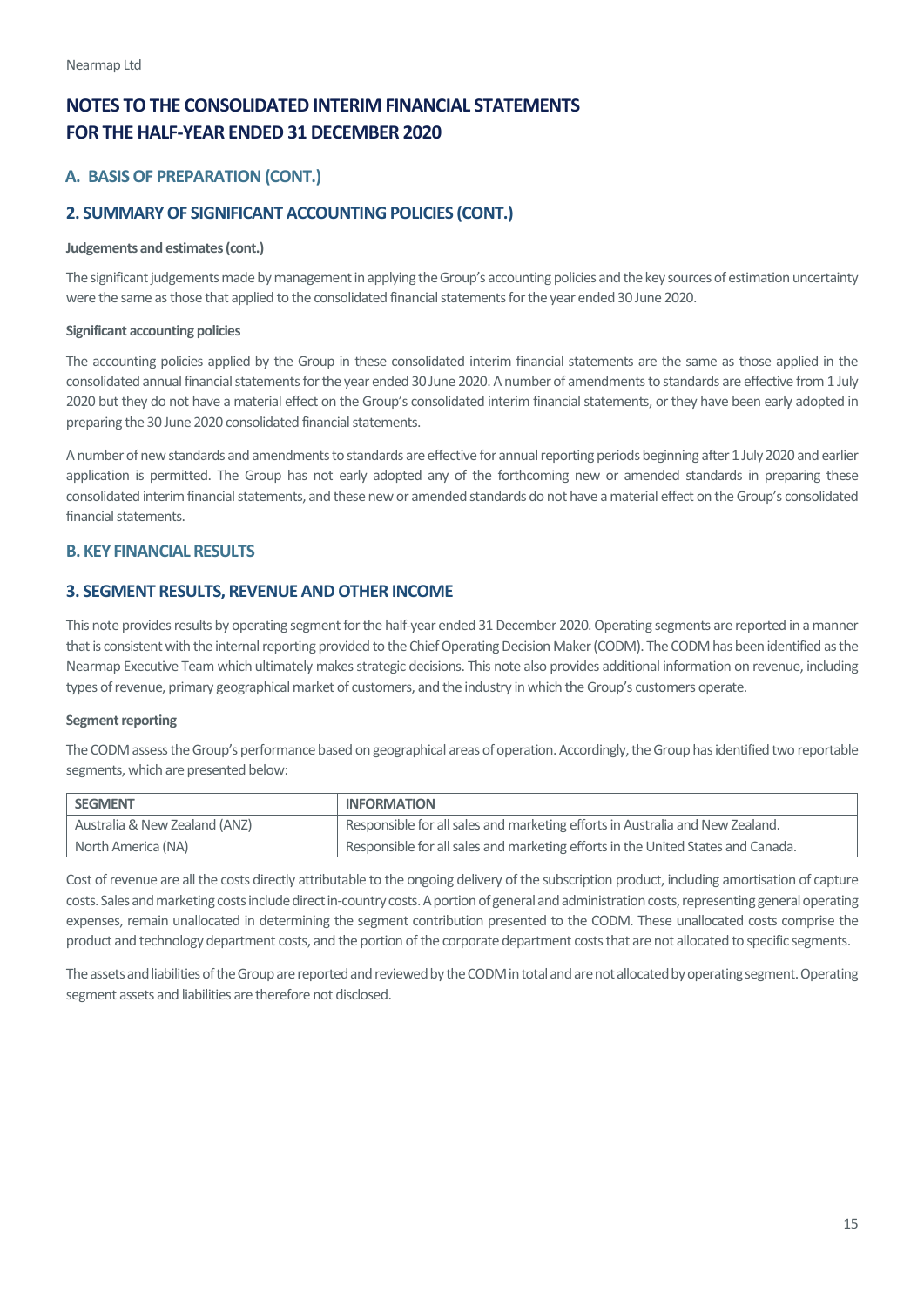# NOTES TO THE CONSOLIDATED INTERIM FINANCIAL STATEMENTS FOR THE HALF-YEAR ENDED 31 DECEMBER 2020

## A. BASIS OF PREPARATION (CONT.)

## 2. SUMMARY OF SIGNIFICANT ACCOUNTING POLICIES (CONT.)

**Judgements and estimates (cont.)**

The significant judgements made by management in applying the Group's accounting policies and the key sources of estimation uncertainty were the same as those that applied to the consolidated financial statements for the year ended 30 June 2020.

**Significant accounting policies**

The accounting policies applied by the Group in these consolidated interim financial statements are the same as those applied in the consolidated annual financial statements for the year ended 30 June 2020. A number of amendments to standards are effective from 1 July 2020 but they do not have a material effect on the Group's consolidated interim financial statements, or they have been early adopted in preparing the 30 June 2020 consolidated financial statements.

A number of new standards and amendments to standards are effective for annual reporting periods beginning after 1 July 2020 and earlier application is permitted. The Group has not early adopted any of the forthcoming new or amended standards in preparing these consolidated interim financial statements, and these new or amended standards do not have a material effect on the Group's consolidated financial statements.

## B. KEY FINANCIAL RESULTS

## 3. SEGMENT RESULTS, REVENUE AND OTHER INCOME

This note provides results by operating segment for the half-year ended 31 December 2020. Operating segments are reported in a manner that is consistent with the internal reporting provided to the Chief Operating Decision Maker (CODM). The CODM has been identified as the Nearmap Executive Team which ultimately makes strategic decisions. This note also provides additional information on revenue, including types of revenue, primary geographical market of customers, and the industry in which the Group's customers operate.

**Segment reporting**

The CODM assess the Group's performance based on geographical areas of operation. Accordingly, the Group has identified two reportable segments, which are presented below:

| SEGMENT | INFORMATION |
|---|---|
| Australia & New Zealand (ANZ) | Responsible for all sales and marketing efforts in Australia and New Zealand. |
| North America (NA) | Responsible for all sales and marketing efforts in the United States and Canada. |

Cost of revenue are all the costs directly attributable to the ongoing delivery of the subscription product, including amortisation of capture costs. Sales and marketing costs include direct in-country costs. A portion of general and administration costs, representing general operating expenses, remain unallocated in determining the segment contribution presented to the CODM. These unallocated costs comprise the product and technology department costs, and the portion of the corporate department costs that are not allocated to specific segments.

The assets and liabilities of the Group are reported and reviewed by the CODM in total and are not allocated by operating segment. Operating segment assets and liabilities are therefore not disclosed.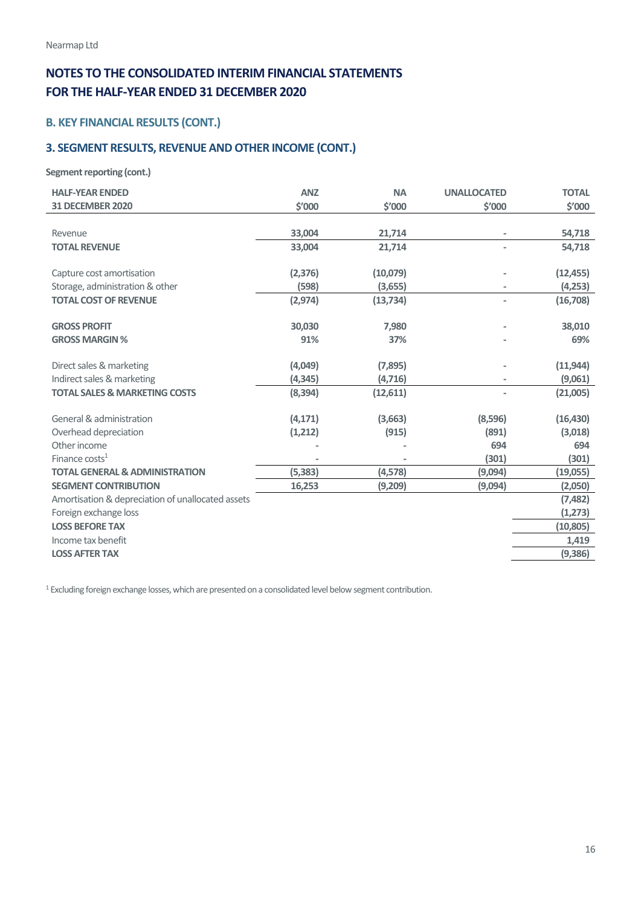Nearmap Ltd

# NOTES TO THE CONSOLIDATED INTERIM FINANCIAL STATEMENTS FOR THE HALF-YEAR ENDED 31 DECEMBER 2020

## B. KEY FINANCIAL RESULTS (CONT.)

### 3. SEGMENT RESULTS, REVENUE AND OTHER INCOME (CONT.)

**Segment reporting (cont.)**

| HALF-YEAR ENDED 31 DECEMBER 2020 | ANZ $'000 | NA $'000 | UNALLOCATED $'000 | TOTAL $'000 |
|---|---|---|---|---|
| Revenue | 33,004 | 21,714 | - | 54,718 |
| **TOTAL REVENUE** | 33,004 | 21,714 | - | 54,718 |
| Capture cost amortisation | (2,376) | (10,079) | - | (12,455) |
| Storage, administration & other | (598) | (3,655) | - | (4,253) |
| **TOTAL COST OF REVENUE** | (2,974) | (13,734) | - | (16,708) |
| **GROSS PROFIT** | 30,030 | 7,980 | - | 38,010 |
| **GROSS MARGIN %** | 91% | 37% | - | 69% |
| Direct sales & marketing | (4,049) | (7,895) | - | (11,944) |
| Indirect sales & marketing | (4,345) | (4,716) | - | (9,061) |
| **TOTAL SALES & MARKETING COSTS** | (8,394) | (12,611) | - | (21,005) |
| General & administration | (4,171) | (3,663) | (8,596) | (16,430) |
| Overhead depreciation | (1,212) | (915) | (891) | (3,018) |
| Other income | - | - | 694 | 694 |
| Finance costs[1] | - | - | (301) | (301) |
| **TOTAL GENERAL & ADMINISTRATION** | (5,383) | (4,578) | (9,094) | (19,055) |
| **SEGMENT CONTRIBUTION** | 16,253 | (9,209) | (9,094) | (2,050) |
| Amortisation & depreciation of unallocated assets | | | | (7,482) |
| Foreign exchange loss | | | | (1,273) |
| **LOSS BEFORE TAX** | | | | (10,805) |
| Income tax benefit | | | | 1,419 |
| **LOSS AFTER TAX** | | | | (9,386) |

[1] Excluding foreign exchange losses, which are presented on a consolidated level below segment contribution.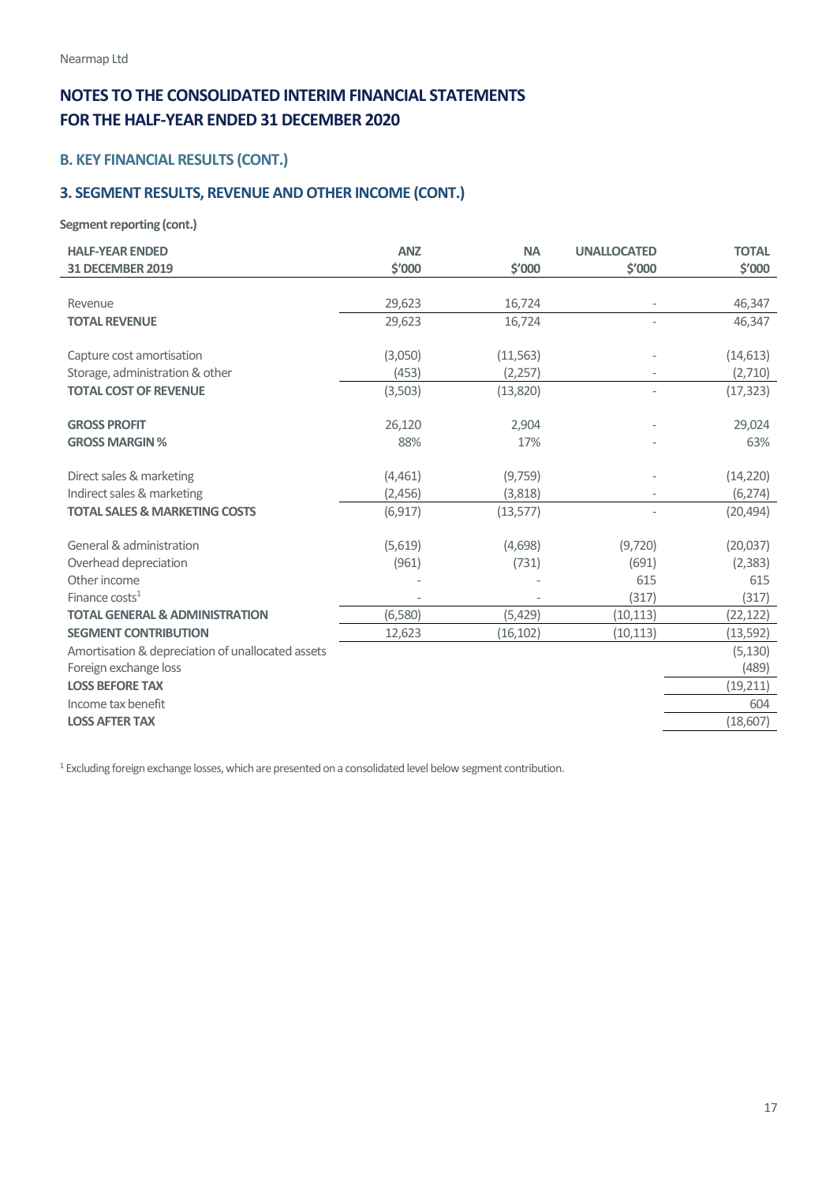Nearmap Ltd

# NOTES TO THE CONSOLIDATED INTERIM FINANCIAL STATEMENTS FOR THE HALF-YEAR ENDED 31 DECEMBER 2020

## B. KEY FINANCIAL RESULTS (CONT.)

## 3. SEGMENT RESULTS, REVENUE AND OTHER INCOME (CONT.)

**Segment reporting (cont.)**

| HALF-YEAR ENDED 31 DECEMBER 2019 | ANZ $'000 | NA $'000 | UNALLOCATED $'000 | TOTAL $'000 |
|---|---|---|---|---|
| Revenue | 29,623 | 16,724 | - | 46,347 |
| **TOTAL REVENUE** | 29,623 | 16,724 | - | 46,347 |
| Capture cost amortisation | (3,050) | (11,563) | - | (14,613) |
| Storage, administration & other | (453) | (2,257) | - | (2,710) |
| **TOTAL COST OF REVENUE** | (3,503) | (13,820) | - | (17,323) |
| **GROSS PROFIT** | 26,120 | 2,904 | - | 29,024 |
| **GROSS MARGIN %** | 88% | 17% | - | 63% |
| Direct sales & marketing | (4,461) | (9,759) | - | (14,220) |
| Indirect sales & marketing | (2,456) | (3,818) | - | (6,274) |
| **TOTAL SALES & MARKETING COSTS** | (6,917) | (13,577) | - | (20,494) |
| General & administration | (5,619) | (4,698) | (9,720) | (20,037) |
| Overhead depreciation | (961) | (731) | (691) | (2,383) |
| Other income | - | - | 615 | 615 |
| Finance costs[1] | - | - | (317) | (317) |
| **TOTAL GENERAL & ADMINISTRATION** | (6,580) | (5,429) | (10,113) | (22,122) |
| **SEGMENT CONTRIBUTION** | 12,623 | (16,102) | (10,113) | (13,592) |
| Amortisation & depreciation of unallocated assets | | | | (5,130) |
| Foreign exchange loss | | | | (489) |
| **LOSS BEFORE TAX** | | | | (19,211) |
| Income tax benefit | | | | 604 |
| **LOSS AFTER TAX** | | | | (18,607) |

[1] Excluding foreign exchange losses, which are presented on a consolidated level below segment contribution.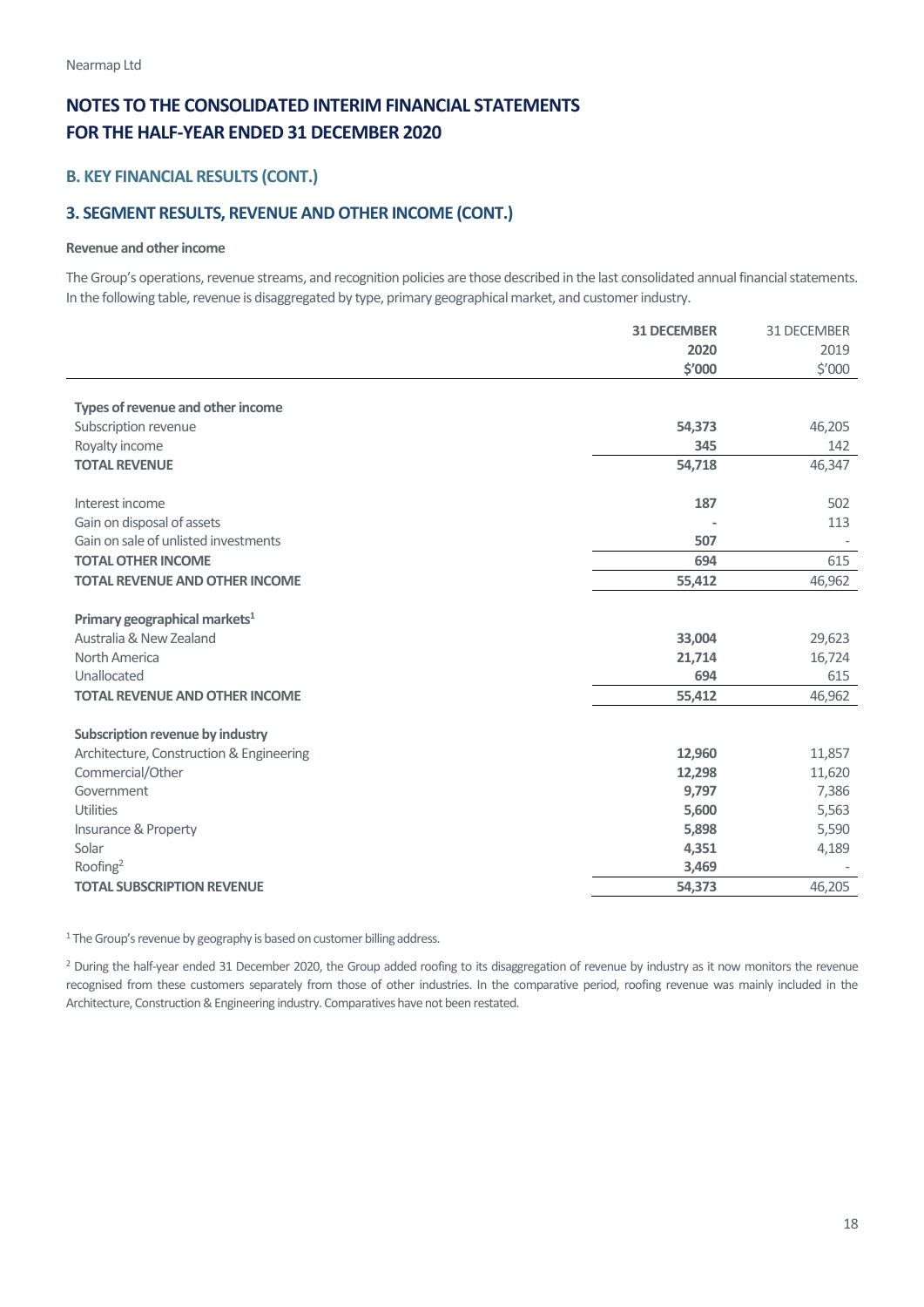# NOTES TO THE CONSOLIDATED INTERIM FINANCIAL STATEMENTS FOR THE HALF-YEAR ENDED 31 DECEMBER 2020

## B. KEY FINANCIAL RESULTS (CONT.)

## 3. SEGMENT RESULTS, REVENUE AND OTHER INCOME (CONT.)

**Revenue and other income**

The Group's operations, revenue streams, and recognition policies are those described in the last consolidated annual financial statements. In the following table, revenue is disaggregated by type, primary geographical market, and customer industry.

| | **31 DECEMBER 2020 $'000** | 31 DECEMBER 2019 $'000 |
|---|---|---|
| **Types of revenue and other income** | | |
| Subscription revenue | **54,373** | 46,205 |
| Royalty income | **345** | 142 |
| **TOTAL REVENUE** | **54,718** | 46,347 |
| | | |
| Interest income | **187** | 502 |
| Gain on disposal of assets | **-** | 113 |
| Gain on sale of unlisted investments | **507** | - |
| **TOTAL OTHER INCOME** | **694** | 615 |
| **TOTAL REVENUE AND OTHER INCOME** | **55,412** | 46,962 |
| | | |
| **Primary geographical markets[1]** | | |
| Australia & New Zealand | **33,004** | 29,623 |
| North America | **21,714** | 16,724 |
| Unallocated | **694** | 615 |
| **TOTAL REVENUE AND OTHER INCOME** | **55,412** | 46,962 |
| | | |
| **Subscription revenue by industry** | | |
| Architecture, Construction & Engineering | **12,960** | 11,857 |
| Commercial/Other | **12,298** | 11,620 |
| Government | **9,797** | 7,386 |
| Utilities | **5,600** | 5,563 |
| Insurance & Property | **5,898** | 5,590 |
| Solar | **4,351** | 4,189 |
| Roofing[2] | **3,469** | - |
| **TOTAL SUBSCRIPTION REVENUE** | **54,373** | 46,205 |

[1] The Group's revenue by geography is based on customer billing address.

[2] During the half-year ended 31 December 2020, the Group added roofing to its disaggregation of revenue by industry as it now monitors the revenue recognised from these customers separately from those of other industries. In the comparative period, roofing revenue was mainly included in the Architecture, Construction & Engineering industry. Comparatives have not been restated.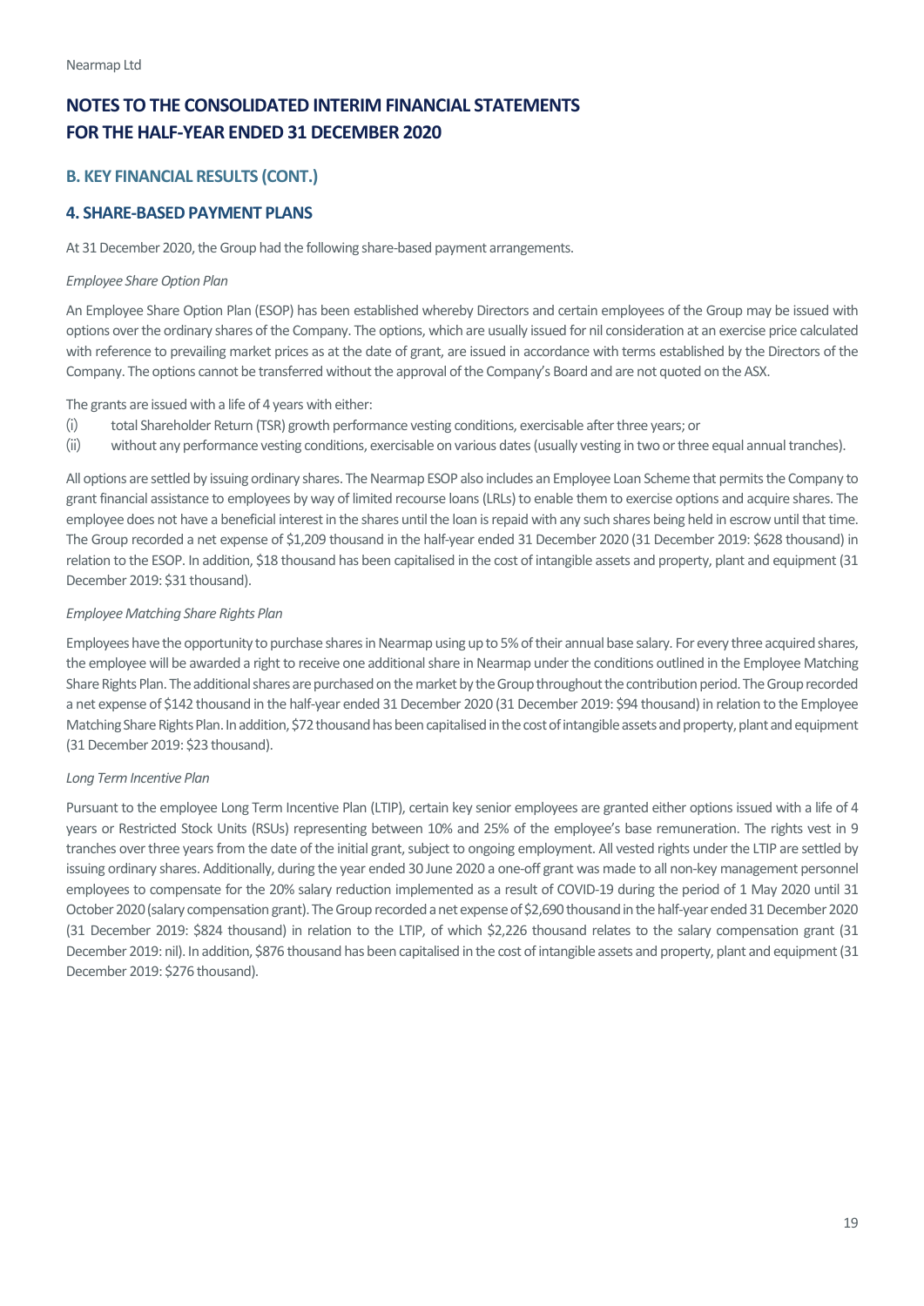# NOTES TO THE CONSOLIDATED INTERIM FINANCIAL STATEMENTS FOR THE HALF-YEAR ENDED 31 DECEMBER 2020

## B. KEY FINANCIAL RESULTS (CONT.)

## 4. SHARE-BASED PAYMENT PLANS

At 31 December 2020, the Group had the following share-based payment arrangements.

*Employee Share Option Plan*

An Employee Share Option Plan (ESOP) has been established whereby Directors and certain employees of the Group may be issued with options over the ordinary shares of the Company. The options, which are usually issued for nil consideration at an exercise price calculated with reference to prevailing market prices as at the date of grant, are issued in accordance with terms established by the Directors of the Company. The options cannot be transferred without the approval of the Company's Board and are not quoted on the ASX.

The grants are issued with a life of 4 years with either:

(i) total Shareholder Return (TSR) growth performance vesting conditions, exercisable after three years; or
(ii) without any performance vesting conditions, exercisable on various dates (usually vesting in two or three equal annual tranches).

All options are settled by issuing ordinary shares. The Nearmap ESOP also includes an Employee Loan Scheme that permits the Company to grant financial assistance to employees by way of limited recourse loans (LRLs) to enable them to exercise options and acquire shares. The employee does not have a beneficial interest in the shares until the loan is repaid with any such shares being held in escrow until that time. The Group recorded a net expense of $1,209 thousand in the half-year ended 31 December 2020 (31 December 2019: $628 thousand) in relation to the ESOP. In addition, $18 thousand has been capitalised in the cost of intangible assets and property, plant and equipment (31 December 2019: $31 thousand).

*Employee Matching Share Rights Plan*

Employees have the opportunity to purchase shares in Nearmap using up to 5% of their annual base salary. For every three acquired shares, the employee will be awarded a right to receive one additional share in Nearmap under the conditions outlined in the Employee Matching Share Rights Plan. The additional shares are purchased on the market by the Group throughout the contribution period. The Group recorded a net expense of $142 thousand in the half-year ended 31 December 2020 (31 December 2019: $94 thousand) in relation to the Employee Matching Share Rights Plan. In addition, $72 thousand has been capitalised in the cost of intangible assets and property, plant and equipment (31 December 2019: $23 thousand).

*Long Term Incentive Plan*

Pursuant to the employee Long Term Incentive Plan (LTIP), certain key senior employees are granted either options issued with a life of 4 years or Restricted Stock Units (RSUs) representing between 10% and 25% of the employee's base remuneration. The rights vest in 9 tranches over three years from the date of the initial grant, subject to ongoing employment. All vested rights under the LTIP are settled by issuing ordinary shares. Additionally, during the year ended 30 June 2020 a one-off grant was made to all non-key management personnel employees to compensate for the 20% salary reduction implemented as a result of COVID-19 during the period of 1 May 2020 until 31 October 2020 (salary compensation grant). The Group recorded a net expense of $2,690 thousand in the half-year ended 31 December 2020 (31 December 2019: $824 thousand) in relation to the LTIP, of which $2,226 thousand relates to the salary compensation grant (31 December 2019: nil). In addition, $876 thousand has been capitalised in the cost of intangible assets and property, plant and equipment (31 December 2019: $276 thousand).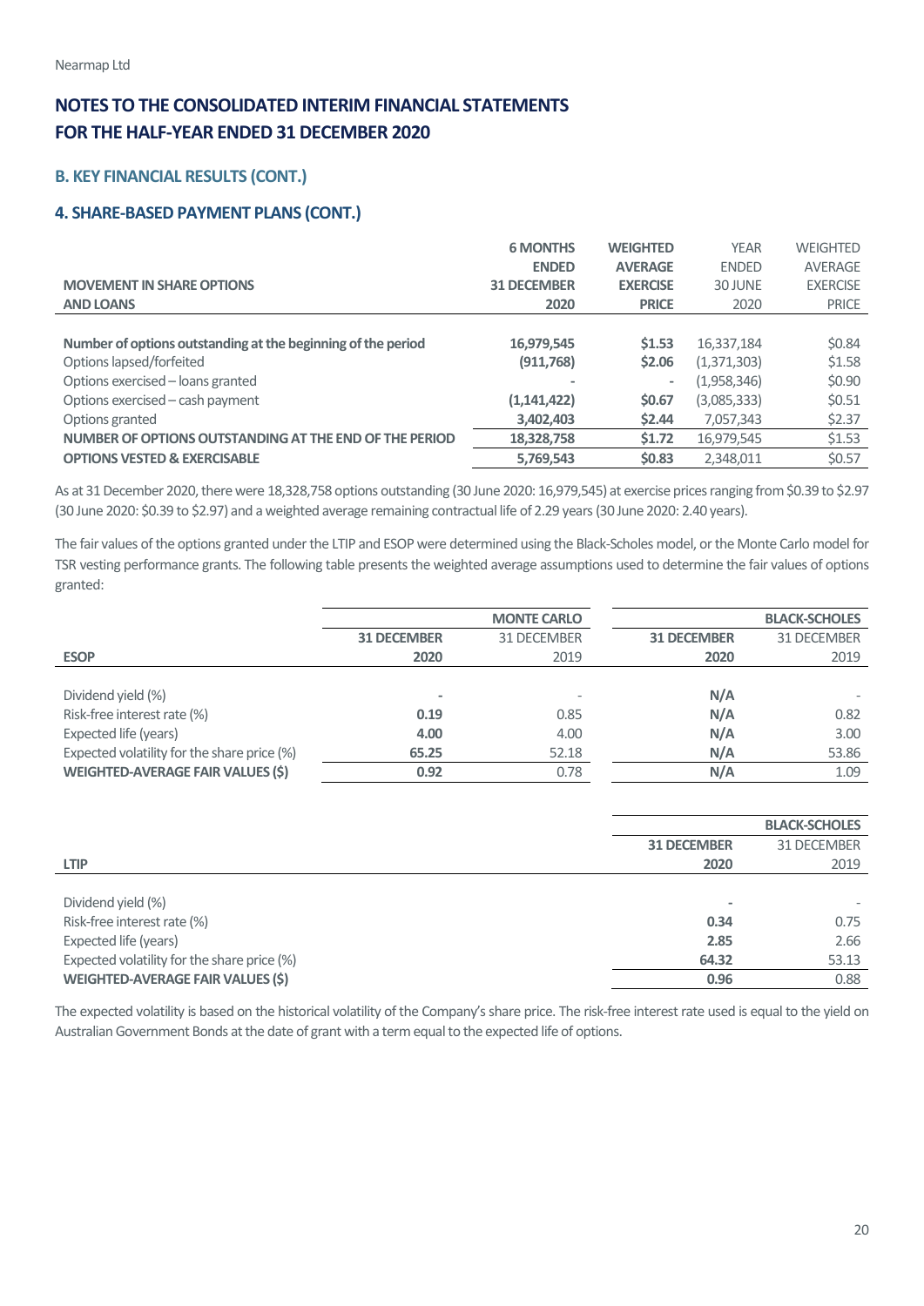# NOTES TO THE CONSOLIDATED INTERIM FINANCIAL STATEMENTS FOR THE HALF-YEAR ENDED 31 DECEMBER 2020

## B. KEY FINANCIAL RESULTS (CONT.)

### 4. SHARE-BASED PAYMENT PLANS (CONT.)

| MOVEMENT IN SHARE OPTIONS AND LOANS | 6 MONTHS ENDED 31 DECEMBER 2020 | WEIGHTED AVERAGE EXERCISE PRICE | YEAR ENDED 30 JUNE 2020 | WEIGHTED AVERAGE EXERCISE PRICE |
|---|---|---|---|---|
| **Number of options outstanding at the beginning of the period** | **16,979,545** | **$1.53** | 16,337,184 | $0.84 |
| Options lapsed/forfeited | **(911,768)** | **$2.06** | (1,371,303) | $1.58 |
| Options exercised – loans granted | **-** | **-** | (1,958,346) | $0.90 |
| Options exercised – cash payment | **(1,141,422)** | **$0.67** | (3,085,333) | $0.51 |
| Options granted | **3,402,403** | **$2.44** | 7,057,343 | $2.37 |
| **NUMBER OF OPTIONS OUTSTANDING AT THE END OF THE PERIOD** | **18,328,758** | **$1.72** | 16,979,545 | $1.53 |
| **OPTIONS VESTED & EXERCISABLE** | **5,769,543** | **$0.83** | 2,348,011 | $0.57 |

As at 31 December 2020, there were 18,328,758 options outstanding (30 June 2020: 16,979,545) at exercise prices ranging from $0.39 to $2.97 (30 June 2020: $0.39 to $2.97) and a weighted average remaining contractual life of 2.29 years (30 June 2020: 2.40 years).

The fair values of the options granted under the LTIP and ESOP were determined using the Black-Scholes model, or the Monte Carlo model for TSR vesting performance grants. The following table presents the weighted average assumptions used to determine the fair values of options granted:

| ESOP | MONTE CARLO 31 DECEMBER 2020 | MONTE CARLO 31 DECEMBER 2019 | BLACK-SCHOLES 31 DECEMBER 2020 | BLACK-SCHOLES 31 DECEMBER 2019 |
|---|---|---|---|---|
| Dividend yield (%) | **-** | - | **N/A** | - |
| Risk-free interest rate (%) | **0.19** | 0.85 | **N/A** | 0.82 |
| Expected life (years) | **4.00** | 4.00 | **N/A** | 3.00 |
| Expected volatility for the share price (%) | **65.25** | 52.18 | **N/A** | 53.86 |
| **WEIGHTED-AVERAGE FAIR VALUES ($)** | **0.92** | 0.78 | **N/A** | 1.09 |

| LTIP | BLACK-SCHOLES 31 DECEMBER 2020 | BLACK-SCHOLES 31 DECEMBER 2019 |
|---|---|---|
| Dividend yield (%) | **-** | - |
| Risk-free interest rate (%) | **0.34** | 0.75 |
| Expected life (years) | **2.85** | 2.66 |
| Expected volatility for the share price (%) | **64.32** | 53.13 |
| **WEIGHTED-AVERAGE FAIR VALUES ($)** | **0.96** | 0.88 |

The expected volatility is based on the historical volatility of the Company's share price. The risk-free interest rate used is equal to the yield on Australian Government Bonds at the date of grant with a term equal to the expected life of options.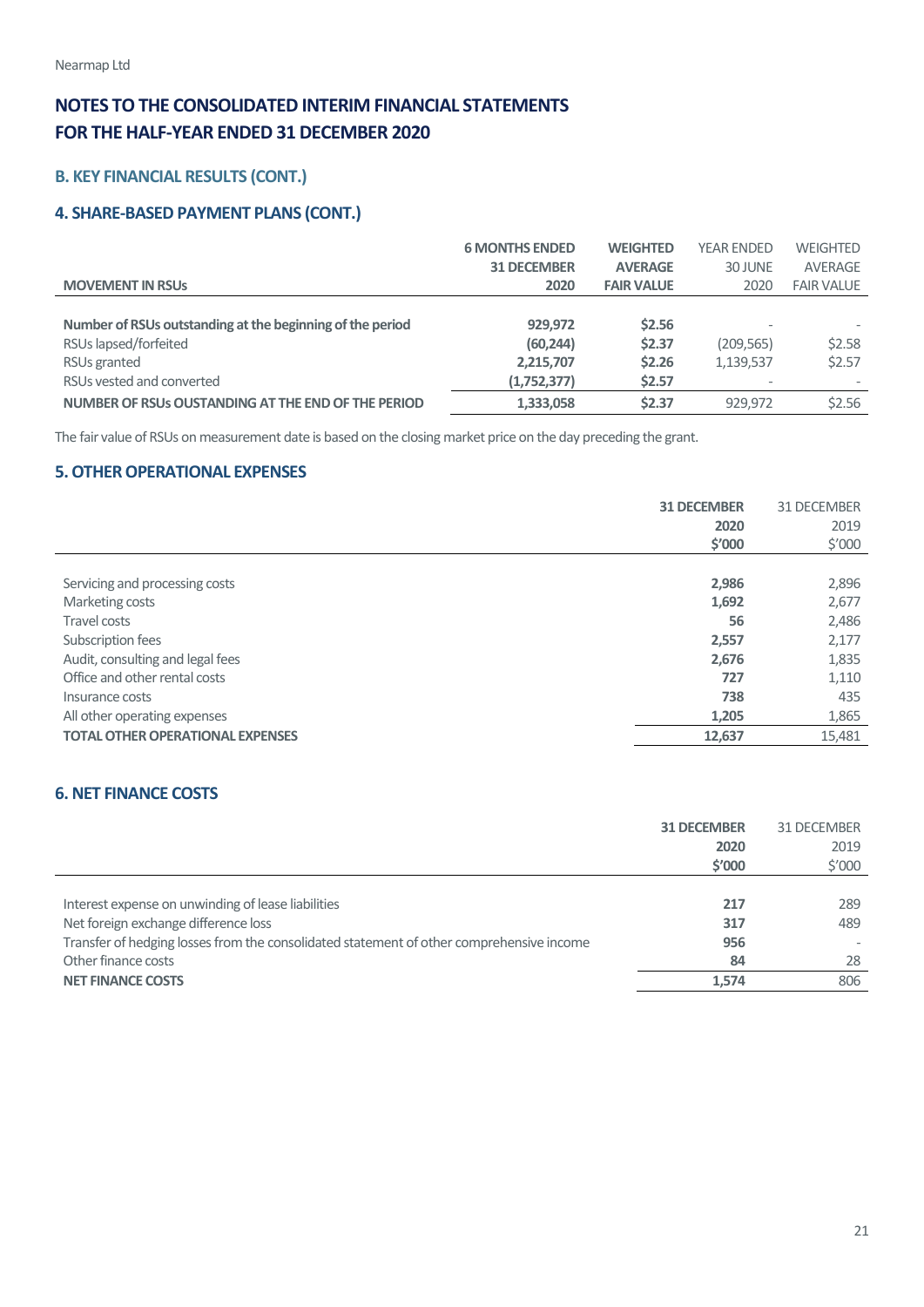# NOTES TO THE CONSOLIDATED INTERIM FINANCIAL STATEMENTS FOR THE HALF-YEAR ENDED 31 DECEMBER 2020

## B. KEY FINANCIAL RESULTS (CONT.)

### 4. SHARE-BASED PAYMENT PLANS (CONT.)

| MOVEMENT IN RSUs | 6 MONTHS ENDED 31 DECEMBER 2020 | WEIGHTED AVERAGE FAIR VALUE | YEAR ENDED 30 JUNE 2020 | WEIGHTED AVERAGE FAIR VALUE |
|---|---|---|---|---|
| **Number of RSUs outstanding at the beginning of the period** | **929,972** | **$2.56** | - | - |
| RSUs lapsed/forfeited | **(60,244)** | **$2.37** | (209,565) | $2.58 |
| RSUs granted | **2,215,707** | **$2.26** | 1,139,537 | $2.57 |
| RSUs vested and converted | **(1,752,377)** | **$2.57** | - | - |
| **NUMBER OF RSUs OUSTANDING AT THE END OF THE PERIOD** | **1,333,058** | **$2.37** | 929,972 | $2.56 |

The fair value of RSUs on measurement date is based on the closing market price on the day preceding the grant.

### 5. OTHER OPERATIONAL EXPENSES

| | 31 DECEMBER 2020 $'000 | 31 DECEMBER 2019 $'000 |
|---|---|---|
| Servicing and processing costs | **2,986** | 2,896 |
| Marketing costs | **1,692** | 2,677 |
| Travel costs | **56** | 2,486 |
| Subscription fees | **2,557** | 2,177 |
| Audit, consulting and legal fees | **2,676** | 1,835 |
| Office and other rental costs | **727** | 1,110 |
| Insurance costs | **738** | 435 |
| All other operating expenses | **1,205** | 1,865 |
| **TOTAL OTHER OPERATIONAL EXPENSES** | **12,637** | 15,481 |

### 6. NET FINANCE COSTS

| | 31 DECEMBER 2020 $'000 | 31 DECEMBER 2019 $'000 |
|---|---|---|
| Interest expense on unwinding of lease liabilities | **217** | 289 |
| Net foreign exchange difference loss | **317** | 489 |
| Transfer of hedging losses from the consolidated statement of other comprehensive income | **956** | - |
| Other finance costs | **84** | 28 |
| **NET FINANCE COSTS** | **1,574** | 806 |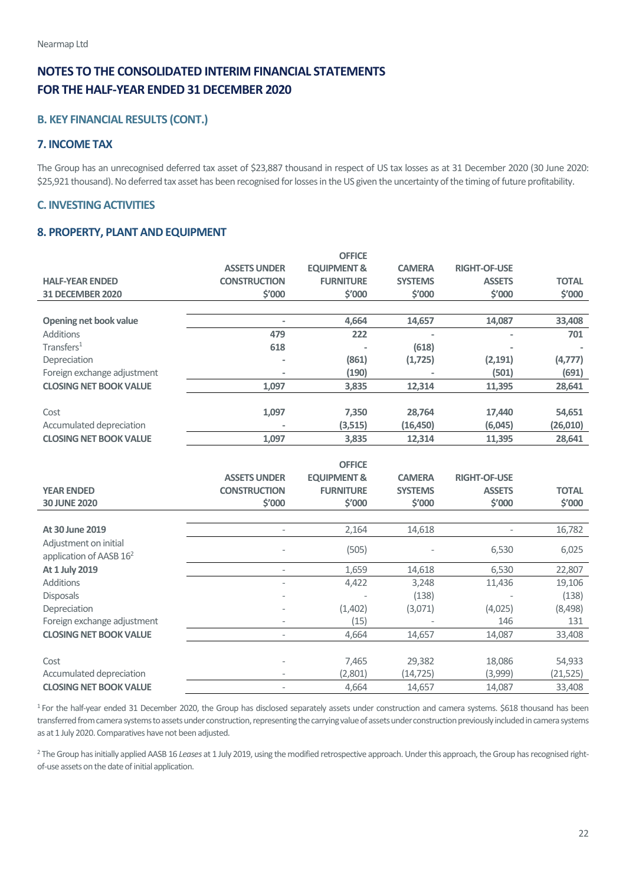# NOTES TO THE CONSOLIDATED INTERIM FINANCIAL STATEMENTS FOR THE HALF-YEAR ENDED 31 DECEMBER 2020

## B. KEY FINANCIAL RESULTS (CONT.)

### 7. INCOME TAX

The Group has an unrecognised deferred tax asset of $23,887 thousand in respect of US tax losses as at 31 December 2020 (30 June 2020: $25,921 thousand). No deferred tax asset has been recognised for losses in the US given the uncertainty of the timing of future profitability.

## C. INVESTING ACTIVITIES

### 8. PROPERTY, PLANT AND EQUIPMENT

| HALF-YEAR ENDED 31 DECEMBER 2020 | ASSETS UNDER CONSTRUCTION $'000 | OFFICE EQUIPMENT & FURNITURE $'000 | CAMERA SYSTEMS $'000 | RIGHT-OF-USE ASSETS $'000 | TOTAL $'000 |
|---|---|---|---|---|---|
| **Opening net book value** | - | 4,664 | 14,657 | 14,087 | 33,408 |
| Additions | 479 | 222 | - | - | 701 |
| Transfers[1] | 618 | - | (618) | - | - |
| Depreciation | - | (861) | (1,725) | (2,191) | (4,777) |
| Foreign exchange adjustment | - | (190) | - | (501) | (691) |
| **CLOSING NET BOOK VALUE** | 1,097 | 3,835 | 12,314 | 11,395 | 28,641 |
| | | | | | |
| Cost | 1,097 | 7,350 | 28,764 | 17,440 | 54,651 |
| Accumulated depreciation | - | (3,515) | (16,450) | (6,045) | (26,010) |
| **CLOSING NET BOOK VALUE** | 1,097 | 3,835 | 12,314 | 11,395 | 28,641 |

| YEAR ENDED 30 JUNE 2020 | ASSETS UNDER CONSTRUCTION $'000 | OFFICE EQUIPMENT & FURNITURE $'000 | CAMERA SYSTEMS $'000 | RIGHT-OF-USE ASSETS $'000 | TOTAL $'000 |
|---|---|---|---|---|---|
| **At 30 June 2019** | - | 2,164 | 14,618 | - | 16,782 |
| Adjustment on initial application of AASB 16[2] | - | (505) | - | 6,530 | 6,025 |
| **At 1 July 2019** | - | 1,659 | 14,618 | 6,530 | 22,807 |
| Additions | - | 4,422 | 3,248 | 11,436 | 19,106 |
| Disposals | - | - | (138) | - | (138) |
| Depreciation | - | (1,402) | (3,071) | (4,025) | (8,498) |
| Foreign exchange adjustment | - | (15) | - | 146 | 131 |
| **CLOSING NET BOOK VALUE** | - | 4,664 | 14,657 | 14,087 | 33,408 |
| | | | | | |
| Cost | - | 7,465 | 29,382 | 18,086 | 54,933 |
| Accumulated depreciation | - | (2,801) | (14,725) | (3,999) | (21,525) |
| **CLOSING NET BOOK VALUE** | - | 4,664 | 14,657 | 14,087 | 33,408 |

[1] For the half-year ended 31 December 2020, the Group has disclosed separately assets under construction and camera systems. $618 thousand has been transferred from camera systems to assets under construction, representing the carrying value of assets under construction previously included in camera systems as at 1 July 2020. Comparatives have not been adjusted.

[2] The Group has initially applied AASB 16 *Leases* at 1 July 2019, using the modified retrospective approach. Under this approach, the Group has recognised right-of-use assets on the date of initial application.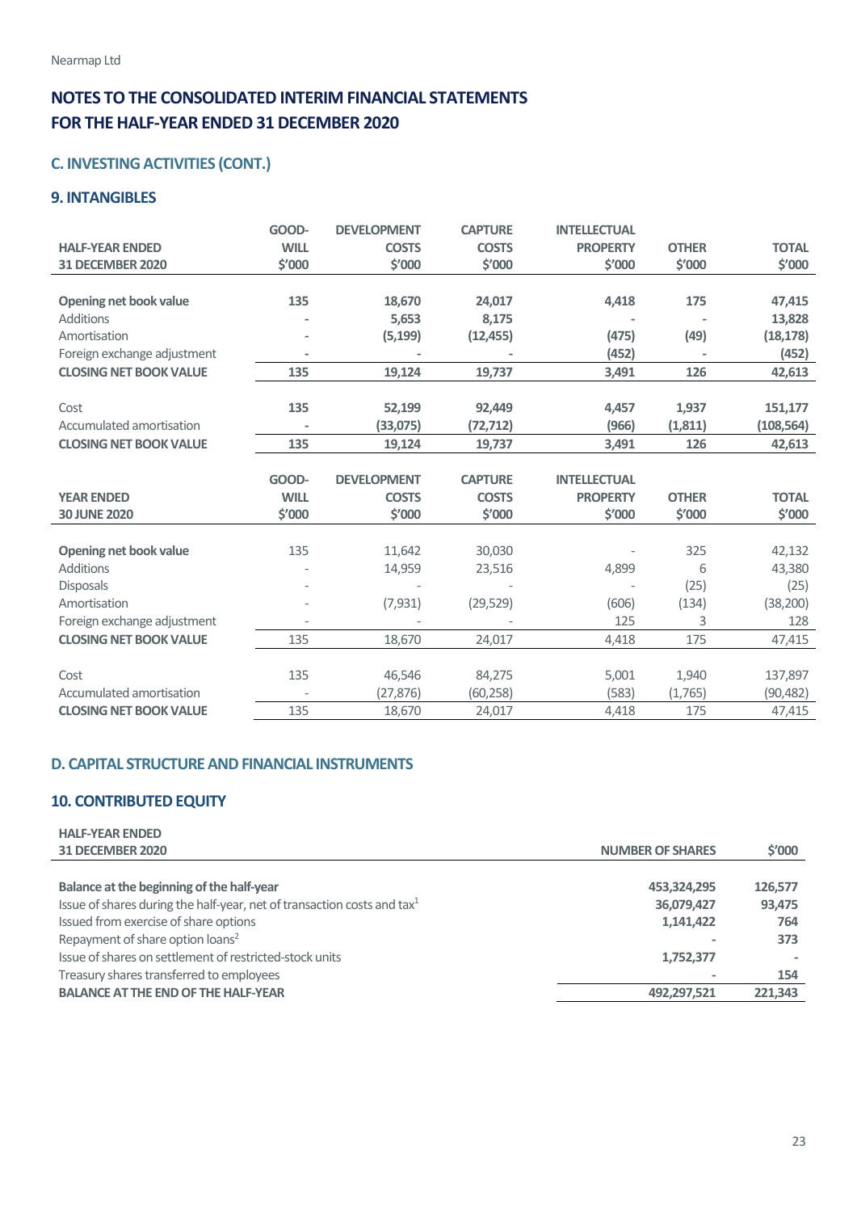# NOTES TO THE CONSOLIDATED INTERIM FINANCIAL STATEMENTS FOR THE HALF-YEAR ENDED 31 DECEMBER 2020

## C. INVESTING ACTIVITIES (CONT.)

### 9. INTANGIBLES

| HALF-YEAR ENDED 31 DECEMBER 2020 | GOODWILL $'000 | DEVELOPMENT COSTS $'000 | CAPTURE COSTS $'000 | INTELLECTUAL PROPERTY $'000 | OTHER $'000 | TOTAL $'000 |
|---|---|---|---|---|---|---|
| **Opening net book value** | **135** | **18,670** | **24,017** | **4,418** | **175** | **47,415** |
| Additions | **-** | **5,653** | **8,175** | **-** | **-** | **13,828** |
| Amortisation | **-** | **(5,199)** | **(12,455)** | **(475)** | **(49)** | **(18,178)** |
| Foreign exchange adjustment | **-** | **-** | **-** | **(452)** | **-** | **(452)** |
| **CLOSING NET BOOK VALUE** | **135** | **19,124** | **19,737** | **3,491** | **126** | **42,613** |
| | | | | | | |
| Cost | **135** | **52,199** | **92,449** | **4,457** | **1,937** | **151,177** |
| Accumulated amortisation | **-** | **(33,075)** | **(72,712)** | **(966)** | **(1,811)** | **(108,564)** |
| **CLOSING NET BOOK VALUE** | **135** | **19,124** | **19,737** | **3,491** | **126** | **42,613** |

| YEAR ENDED 30 JUNE 2020 | GOODWILL $'000 | DEVELOPMENT COSTS $'000 | CAPTURE COSTS $'000 | INTELLECTUAL PROPERTY $'000 | OTHER $'000 | TOTAL $'000 |
|---|---|---|---|---|---|---|
| **Opening net book value** | 135 | 11,642 | 30,030 | - | 325 | 42,132 |
| Additions | - | 14,959 | 23,516 | 4,899 | 6 | 43,380 |
| Disposals | - | - | - | - | (25) | (25) |
| Amortisation | - | (7,931) | (29,529) | (606) | (134) | (38,200) |
| Foreign exchange adjustment | - | - | - | 125 | 3 | 128 |
| **CLOSING NET BOOK VALUE** | 135 | 18,670 | 24,017 | 4,418 | 175 | 47,415 |
| | | | | | | |
| Cost | 135 | 46,546 | 84,275 | 5,001 | 1,940 | 137,897 |
| Accumulated amortisation | - | (27,876) | (60,258) | (583) | (1,765) | (90,482) |
| **CLOSING NET BOOK VALUE** | 135 | 18,670 | 24,017 | 4,418 | 175 | 47,415 |

## D. CAPITAL STRUCTURE AND FINANCIAL INSTRUMENTS

### 10. CONTRIBUTED EQUITY

| HALF-YEAR ENDED 31 DECEMBER 2020 | NUMBER OF SHARES | $'000 |
|---|---|---|
| **Balance at the beginning of the half-year** | **453,324,295** | **126,577** |
| Issue of shares during the half-year, net of transaction costs and tax[1] | **36,079,427** | **93,475** |
| Issued from exercise of share options | **1,141,422** | **764** |
| Repayment of share option loans[2] | **-** | **373** |
| Issue of shares on settlement of restricted-stock units | **1,752,377** | **-** |
| Treasury shares transferred to employees | **-** | **154** |
| **BALANCE AT THE END OF THE HALF-YEAR** | **492,297,521** | **221,343** |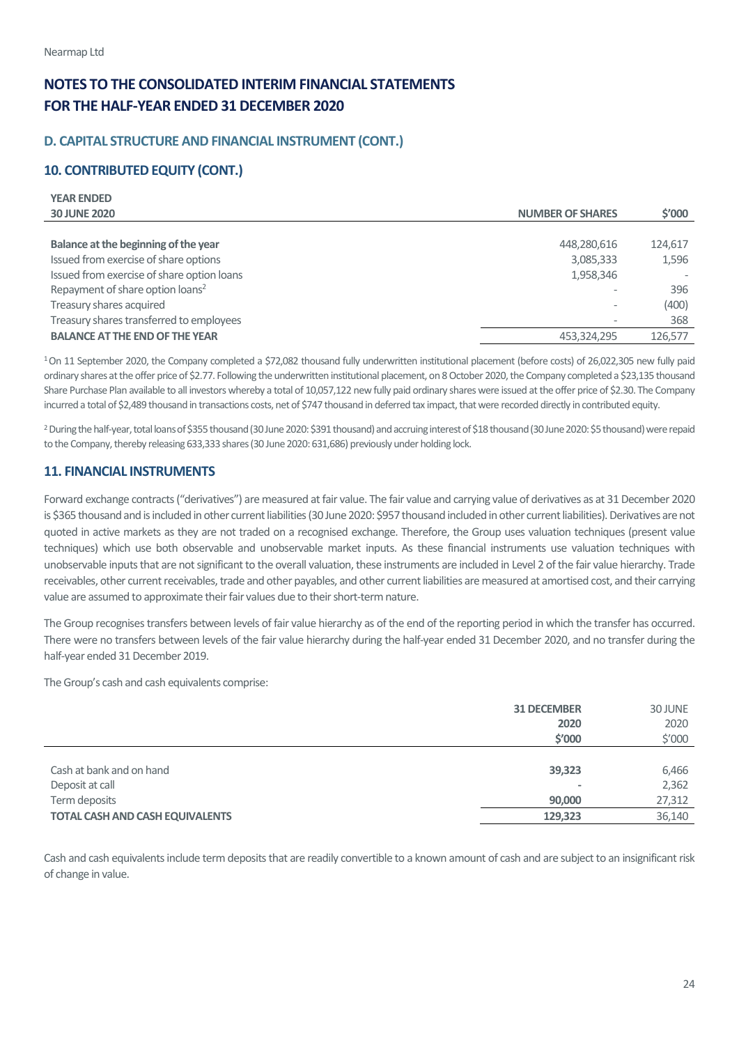Nearmap Ltd

# NOTES TO THE CONSOLIDATED INTERIM FINANCIAL STATEMENTS FOR THE HALF-YEAR ENDED 31 DECEMBER 2020

## D. CAPITAL STRUCTURE AND FINANCIAL INSTRUMENT (CONT.)

### 10. CONTRIBUTED EQUITY (CONT.)

| YEAR ENDED 30 JUNE 2020 | NUMBER OF SHARES | $'000 |
|---|---|---|
| **Balance at the beginning of the year** | 448,280,616 | 124,617 |
| Issued from exercise of share options | 3,085,333 | 1,596 |
| Issued from exercise of share option loans | 1,958,346 | - |
| Repayment of share option loans[2] | - | 396 |
| Treasury shares acquired | - | (400) |
| Treasury shares transferred to employees | - | 368 |
| **BALANCE AT THE END OF THE YEAR** | 453,324,295 | 126,577 |

[1] On 11 September 2020, the Company completed a $72,082 thousand fully underwritten institutional placement (before costs) of 26,022,305 new fully paid ordinary shares at the offer price of $2.77. Following the underwritten institutional placement, on 8 October 2020, the Company completed a $23,135 thousand Share Purchase Plan available to all investors whereby a total of 10,057,122 new fully paid ordinary shares were issued at the offer price of $2.30. The Company incurred a total of $2,489 thousand in transactions costs, net of $747 thousand in deferred tax impact, that were recorded directly in contributed equity.

[2] During the half-year, total loans of $355 thousand (30 June 2020: $391 thousand) and accruing interest of $18 thousand (30 June 2020: $5 thousand) were repaid to the Company, thereby releasing 633,333 shares (30 June 2020: 631,686) previously under holding lock.

### 11. FINANCIAL INSTRUMENTS

Forward exchange contracts ("derivatives") are measured at fair value. The fair value and carrying value of derivatives as at 31 December 2020 is $365 thousand and is included in other current liabilities (30 June 2020: $957 thousand included in other current liabilities). Derivatives are not quoted in active markets as they are not traded on a recognised exchange. Therefore, the Group uses valuation techniques (present value techniques) which use both observable and unobservable market inputs. As these financial instruments use valuation techniques with unobservable inputs that are not significant to the overall valuation, these instruments are included in Level 2 of the fair value hierarchy. Trade receivables, other current receivables, trade and other payables, and other current liabilities are measured at amortised cost, and their carrying value are assumed to approximate their fair values due to their short-term nature.

The Group recognises transfers between levels of fair value hierarchy as of the end of the reporting period in which the transfer has occurred. There were no transfers between levels of the fair value hierarchy during the half-year ended 31 December 2020, and no transfer during the half-year ended 31 December 2019.

The Group's cash and cash equivalents comprise:

| | **31 DECEMBER 2020 $'000** | 30 JUNE 2020 $'000 |
|---|---|---|
| Cash at bank and on hand | **39,323** | 6,466 |
| Deposit at call | **-** | 2,362 |
| Term deposits | **90,000** | 27,312 |
| **TOTAL CASH AND CASH EQUIVALENTS** | **129,323** | 36,140 |

Cash and cash equivalents include term deposits that are readily convertible to a known amount of cash and are subject to an insignificant risk of change in value.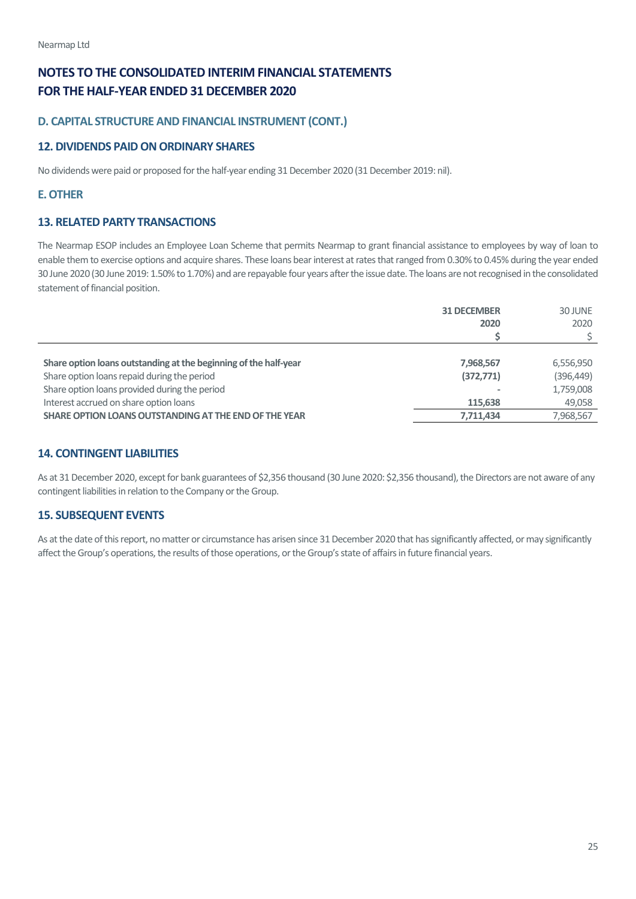# NOTES TO THE CONSOLIDATED INTERIM FINANCIAL STATEMENTS FOR THE HALF-YEAR ENDED 31 DECEMBER 2020

## D. CAPITAL STRUCTURE AND FINANCIAL INSTRUMENT (CONT.)

### 12. DIVIDENDS PAID ON ORDINARY SHARES

No dividends were paid or proposed for the half-year ending 31 December 2020 (31 December 2019: nil).

## E. OTHER

### 13. RELATED PARTY TRANSACTIONS

The Nearmap ESOP includes an Employee Loan Scheme that permits Nearmap to grant financial assistance to employees by way of loan to enable them to exercise options and acquire shares. These loans bear interest at rates that ranged from 0.30% to 0.45% during the year ended 30 June 2020 (30 June 2019: 1.50% to 1.70%) and are repayable four years after the issue date. The loans are not recognised in the consolidated statement of financial position.

| | **31 DECEMBER 2020 $** | 30 JUNE 2020 $ |
|---|---|---|
| **Share option loans outstanding at the beginning of the half-year** | **7,968,567** | 6,556,950 |
| Share option loans repaid during the period | **(372,771)** | (396,449) |
| Share option loans provided during the period | - | 1,759,008 |
| Interest accrued on share option loans | **115,638** | 49,058 |
| **SHARE OPTION LOANS OUTSTANDING AT THE END OF THE YEAR** | **7,711,434** | 7,968,567 |

### 14. CONTINGENT LIABILITIES

As at 31 December 2020, except for bank guarantees of $2,356 thousand (30 June 2020: $2,356 thousand), the Directors are not aware of any contingent liabilities in relation to the Company or the Group.

### 15. SUBSEQUENT EVENTS

As at the date of this report, no matter or circumstance has arisen since 31 December 2020 that has significantly affected, or may significantly affect the Group's operations, the results of those operations, or the Group's state of affairs in future financial years.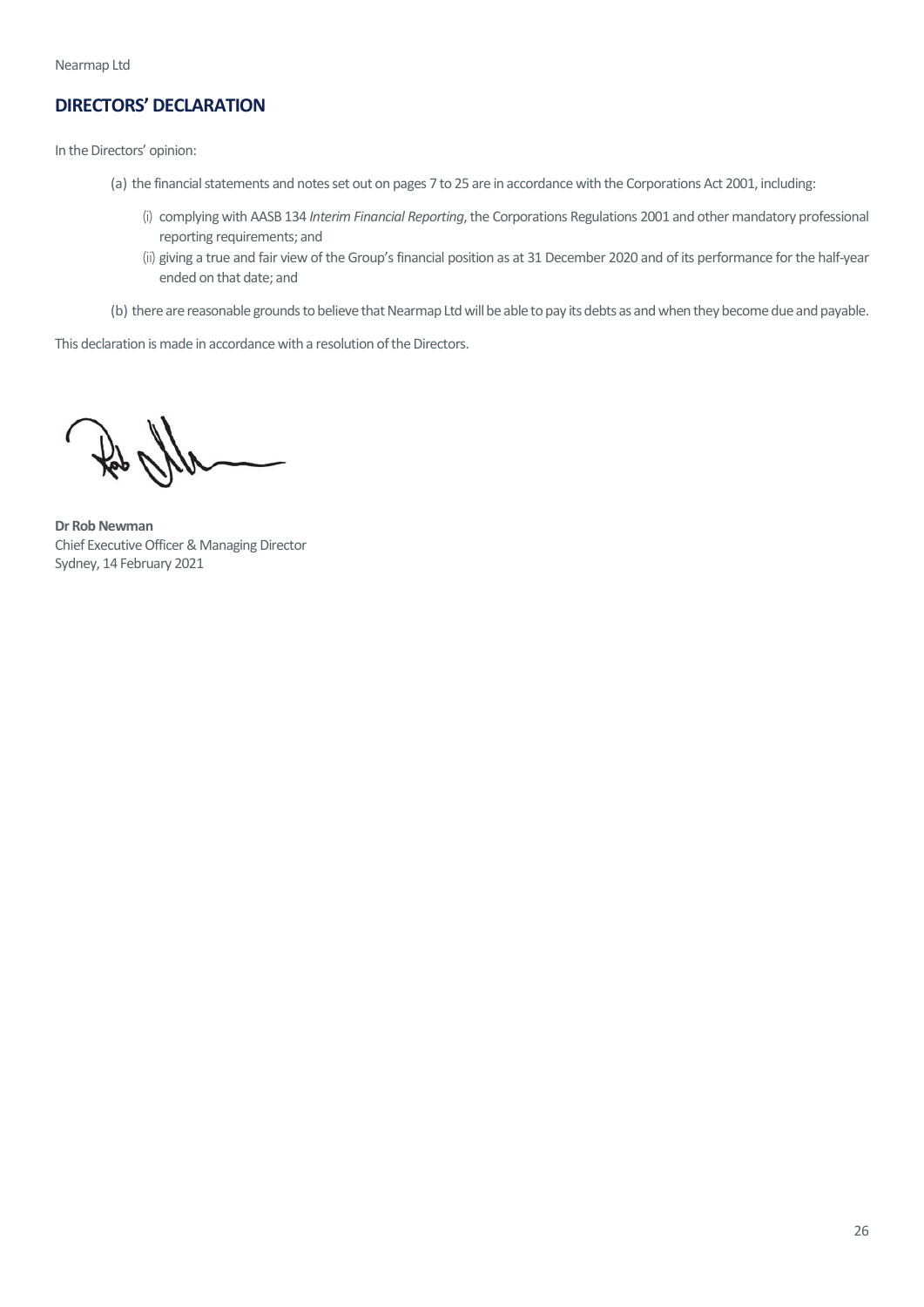## DIRECTORS' DECLARATION

In the Directors' opinion:

(a) the financial statements and notes set out on pages 7 to 25 are in accordance with the Corporations Act 2001, including:

(i) complying with AASB 134 *Interim Financial Reporting*, the Corporations Regulations 2001 and other mandatory professional reporting requirements; and

(ii) giving a true and fair view of the Group's financial position as at 31 December 2020 and of its performance for the half-year ended on that date; and

(b) there are reasonable grounds to believe that Nearmap Ltd will be able to pay its debts as and when they become due and payable.

This declaration is made in accordance with a resolution of the Directors.

**Dr Rob Newman**
Chief Executive Officer & Managing Director
Sydney, 14 February 2021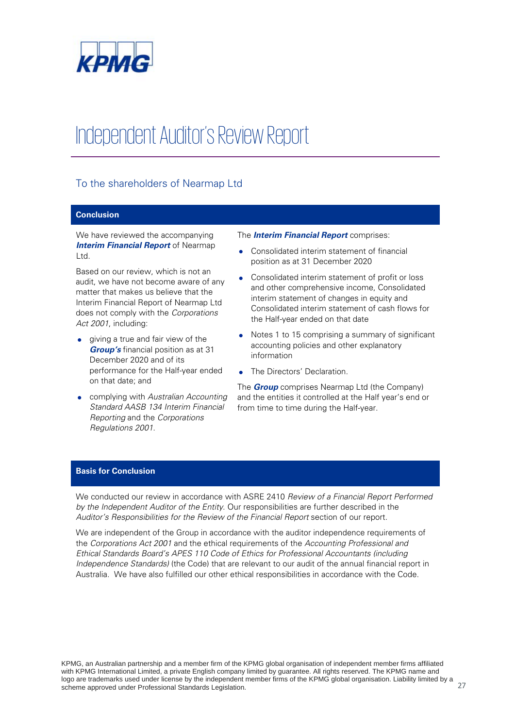KPMG

# Independent Auditor's Review Report

## To the shareholders of Nearmap Ltd

### Conclusion

We have reviewed the accompanying ***Interim Financial Report*** of Nearmap Ltd.

Based on our review, which is not an audit, we have not become aware of any matter that makes us believe that the Interim Financial Report of Nearmap Ltd does not comply with the *Corporations Act 2001*, including:

- giving a true and fair view of the ***Group's*** financial position as at 31 December 2020 and of its performance for the Half-year ended on that date; and
- complying with *Australian Accounting Standard AASB 134 Interim Financial Reporting* and the *Corporations Regulations 2001*.

The ***Interim Financial Report*** comprises:

- Consolidated interim statement of financial position as at 31 December 2020
- Consolidated interim statement of profit or loss and other comprehensive income, Consolidated interim statement of changes in equity and Consolidated interim statement of cash flows for the Half-year ended on that date
- Notes 1 to 15 comprising a summary of significant accounting policies and other explanatory information
- The Directors' Declaration.

The ***Group*** comprises Nearmap Ltd (the Company) and the entities it controlled at the Half year's end or from time to time during the Half-year.

### Basis for Conclusion

We conducted our review in accordance with ASRE 2410 *Review of a Financial Report Performed by the Independent Auditor of the Entity*. Our responsibilities are further described in the *Auditor's Responsibilities for the Review of the Financial Report* section of our report.

We are independent of the Group in accordance with the auditor independence requirements of the *Corporations Act 2001* and the ethical requirements of the *Accounting Professional and Ethical Standards Board's APES 110 Code of Ethics for Professional Accountants (including Independence Standards)* (the Code) that are relevant to our audit of the annual financial report in Australia. We have also fulfilled our other ethical responsibilities in accordance with the Code.

KPMG, an Australian partnership and a member firm of the KPMG global organisation of independent member firms affiliated with KPMG International Limited, a private English company limited by guarantee. All rights reserved. The KPMG name and logo are trademarks used under license by the independent member firms of the KPMG global organisation. Liability limited by a scheme approved under Professional Standards Legislation.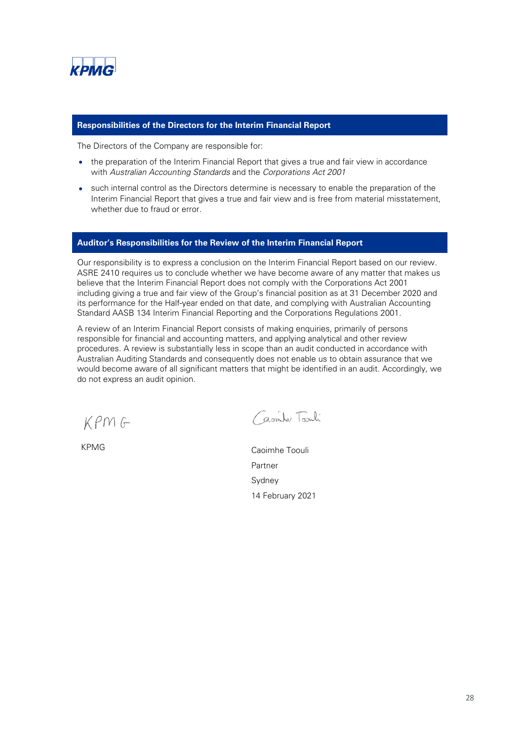## Responsibilities of the Directors for the Interim Financial Report

The Directors of the Company are responsible for:

- the preparation of the Interim Financial Report that gives a true and fair view in accordance with *Australian Accounting Standards* and the *Corporations Act 2001*
- such internal control as the Directors determine is necessary to enable the preparation of the Interim Financial Report that gives a true and fair view and is free from material misstatement, whether due to fraud or error.

## Auditor's Responsibilities for the Review of the Interim Financial Report

Our responsibility is to express a conclusion on the Interim Financial Report based on our review. ASRE 2410 requires us to conclude whether we have become aware of any matter that makes us believe that the Interim Financial Report does not comply with the Corporations Act 2001 including giving a true and fair view of the Group's financial position as at 31 December 2020 and its performance for the Half-year ended on that date, and complying with Australian Accounting Standard AASB 134 Interim Financial Reporting and the Corporations Regulations 2001.

A review of an Interim Financial Report consists of making enquiries, primarily of persons responsible for financial and accounting matters, and applying analytical and other review procedures. A review is substantially less in scope than an audit conducted in accordance with Australian Auditing Standards and consequently does not enable us to obtain assurance that we would become aware of all significant matters that might be identified in an audit. Accordingly, we do not express an audit opinion.

KPMG

KPMG

Caoimhe Toouli

Caoimhe Toouli

Partner

Sydney

14 February 2021